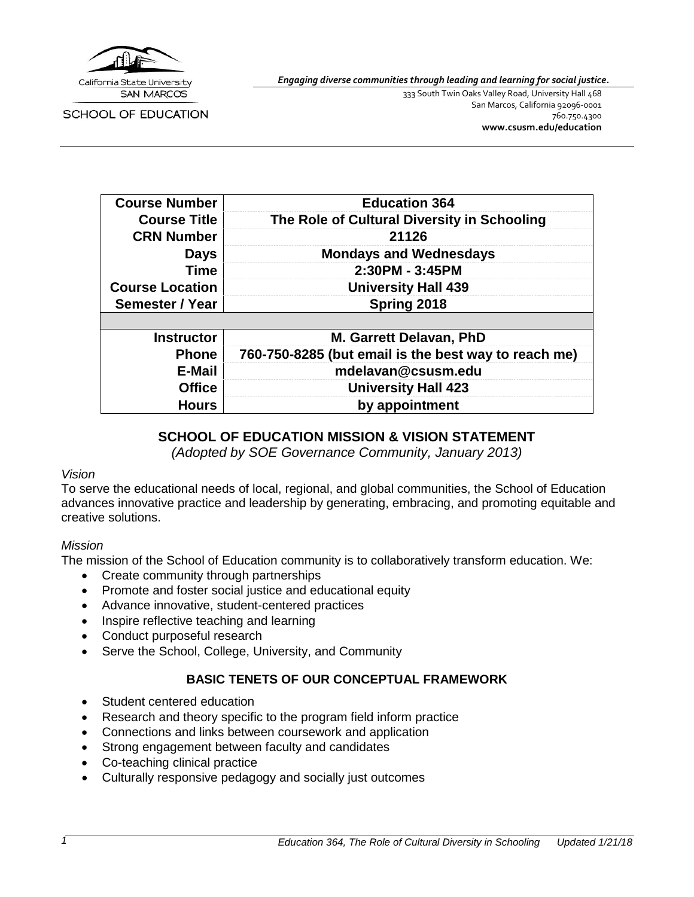California State University SAN MARCOS

SCHOOL OF EDUCATION

*Engaging diverse communities through leading and learning for social justice.*

333 South Twin Oaks Valley Road, University Hall 468
San Marcos, California 92096-0001
760.750.4300
**www.csusm.edu/education**

| | |
|---|---|
| **Course Number** | **Education 364** |
| **Course Title** | **The Role of Cultural Diversity in Schooling** |
| **CRN Number** | **21126** |
| **Days** | **Mondays and Wednesdays** |
| **Time** | **2:30PM - 3:45PM** |
| **Course Location** | **University Hall 439** |
| **Semester / Year** | **Spring 2018** |
| | |
| **Instructor** | **M. Garrett Delavan, PhD** |
| **Phone** | **760-750-8285 (but email is the best way to reach me)** |
| **E-Mail** | **mdelavan@csusm.edu** |
| **Office** | **University Hall 423** |
| **Hours** | **by appointment** |

## SCHOOL OF EDUCATION MISSION & VISION STATEMENT

*(Adopted by SOE Governance Community, January 2013)*

*Vision*

To serve the educational needs of local, regional, and global communities, the School of Education advances innovative practice and leadership by generating, embracing, and promoting equitable and creative solutions.

*Mission*

The mission of the School of Education community is to collaboratively transform education. We:

- Create community through partnerships
- Promote and foster social justice and educational equity
- Advance innovative, student-centered practices
- Inspire reflective teaching and learning
- Conduct purposeful research
- Serve the School, College, University, and Community

## BASIC TENETS OF OUR CONCEPTUAL FRAMEWORK

- Student centered education
- Research and theory specific to the program field inform practice
- Connections and links between coursework and application
- Strong engagement between faculty and candidates
- Co-teaching clinical practice
- Culturally responsive pedagogy and socially just outcomes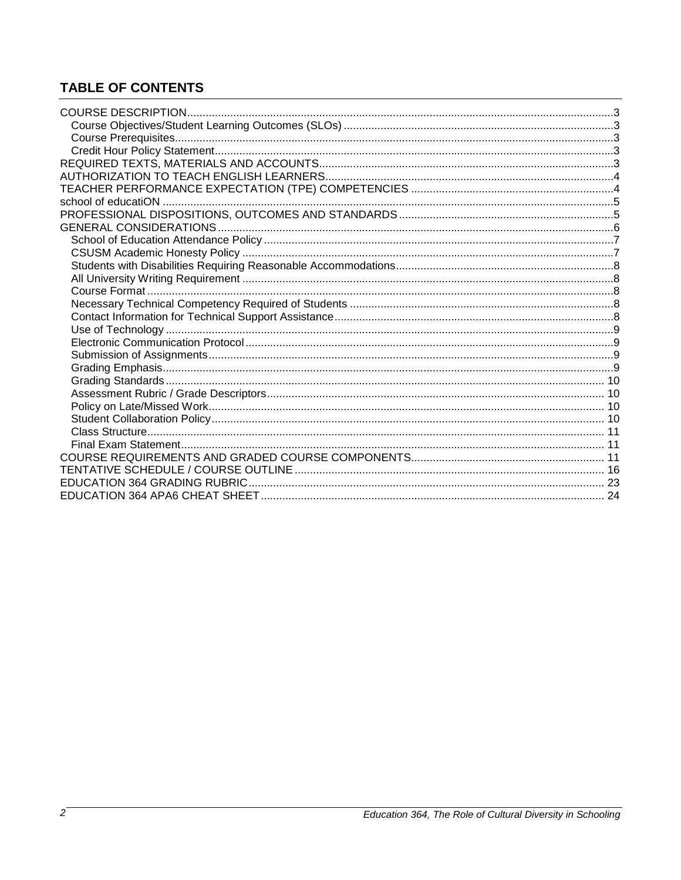## TABLE OF CONTENTS

- COURSE DESCRIPTION....3
  - Course Objectives/Student Learning Outcomes (SLOs)....3
  - Course Prerequisites....3
  - Credit Hour Policy Statement....3
- REQUIRED TEXTS, MATERIALS AND ACCOUNTS....3
- AUTHORIZATION TO TEACH ENGLISH LEARNERS....4
- TEACHER PERFORMANCE EXPECTATION (TPE) COMPETENCIES....4
- school of educatiON....5
- PROFESSIONAL DISPOSITIONS, OUTCOMES AND STANDARDS....5
- GENERAL CONSIDERATIONS....6
  - School of Education Attendance Policy....7
  - CSUSM Academic Honesty Policy....7
  - Students with Disabilities Requiring Reasonable Accommodations....8
  - All University Writing Requirement....8
  - Course Format....8
  - Necessary Technical Competency Required of Students....8
  - Contact Information for Technical Support Assistance....8
  - Use of Technology....9
  - Electronic Communication Protocol....9
  - Submission of Assignments....9
  - Grading Emphasis....9
  - Grading Standards....10
  - Assessment Rubric / Grade Descriptors....10
  - Policy on Late/Missed Work....10
  - Student Collaboration Policy....10
  - Class Structure....11
  - Final Exam Statement....11
- COURSE REQUIREMENTS AND GRADED COURSE COMPONENTS....11
- TENTATIVE SCHEDULE / COURSE OUTLINE....16
- EDUCATION 364 GRADING RUBRIC....23
- EDUCATION 364 APA6 CHEAT SHEET....24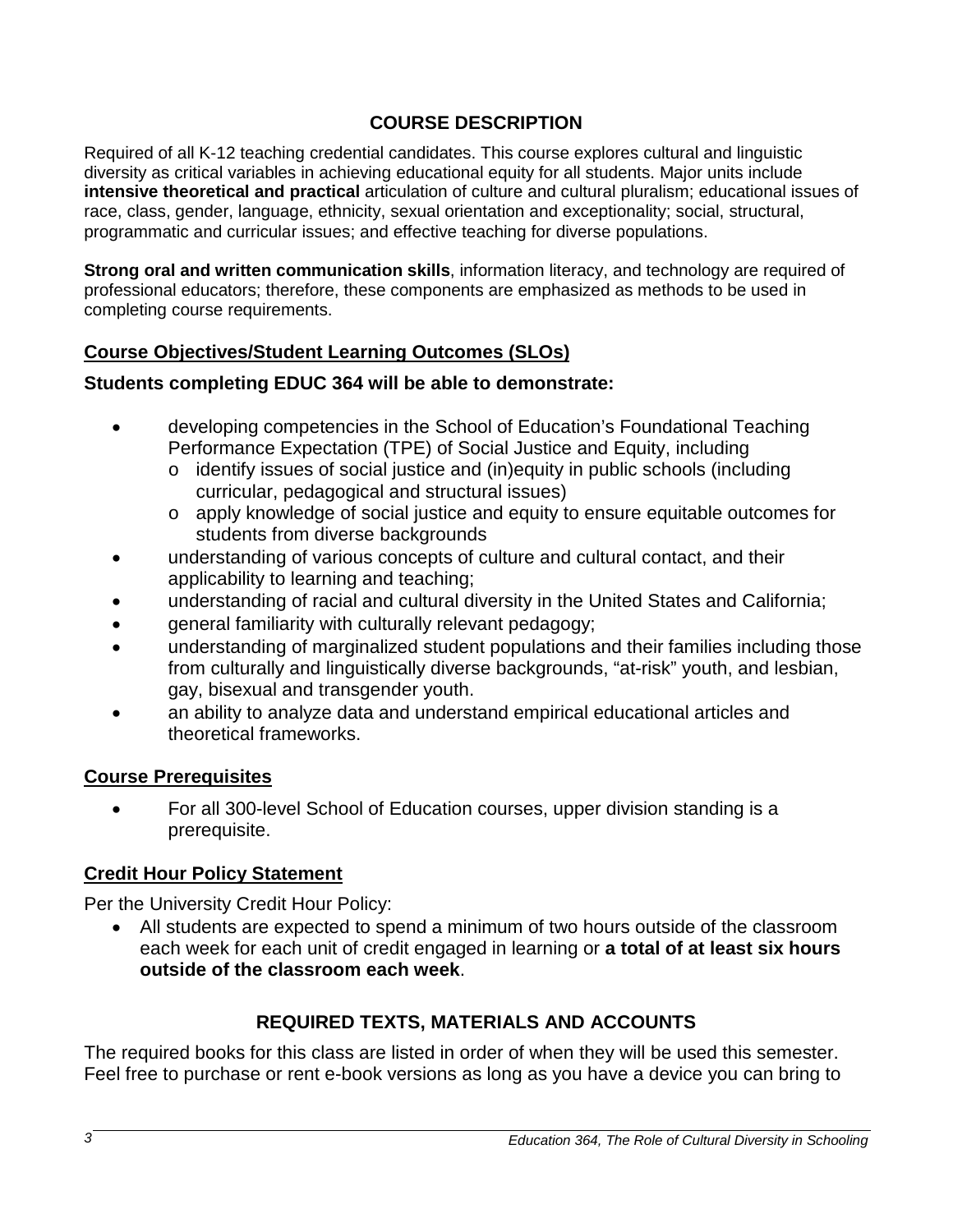## COURSE DESCRIPTION

Required of all K-12 teaching credential candidates. This course explores cultural and linguistic diversity as critical variables in achieving educational equity for all students. Major units include **intensive theoretical and practical** articulation of culture and cultural pluralism; educational issues of race, class, gender, language, ethnicity, sexual orientation and exceptionality; social, structural, programmatic and curricular issues; and effective teaching for diverse populations.

**Strong oral and written communication skills**, information literacy, and technology are required of professional educators; therefore, these components are emphasized as methods to be used in completing course requirements.

### Course Objectives/Student Learning Outcomes (SLOs)

**Students completing EDUC 364 will be able to demonstrate:**

- developing competencies in the School of Education's Foundational Teaching Performance Expectation (TPE) of Social Justice and Equity, including
  - identify issues of social justice and (in)equity in public schools (including curricular, pedagogical and structural issues)
  - apply knowledge of social justice and equity to ensure equitable outcomes for students from diverse backgrounds
- understanding of various concepts of culture and cultural contact, and their applicability to learning and teaching;
- understanding of racial and cultural diversity in the United States and California;
- general familiarity with culturally relevant pedagogy;
- understanding of marginalized student populations and their families including those from culturally and linguistically diverse backgrounds, "at-risk" youth, and lesbian, gay, bisexual and transgender youth.
- an ability to analyze data and understand empirical educational articles and theoretical frameworks.

### Course Prerequisites

- For all 300-level School of Education courses, upper division standing is a prerequisite.

### Credit Hour Policy Statement

Per the University Credit Hour Policy:

- All students are expected to spend a minimum of two hours outside of the classroom each week for each unit of credit engaged in learning or **a total of at least six hours outside of the classroom each week**.

## REQUIRED TEXTS, MATERIALS AND ACCOUNTS

The required books for this class are listed in order of when they will be used this semester. Feel free to purchase or rent e-book versions as long as you have a device you can bring to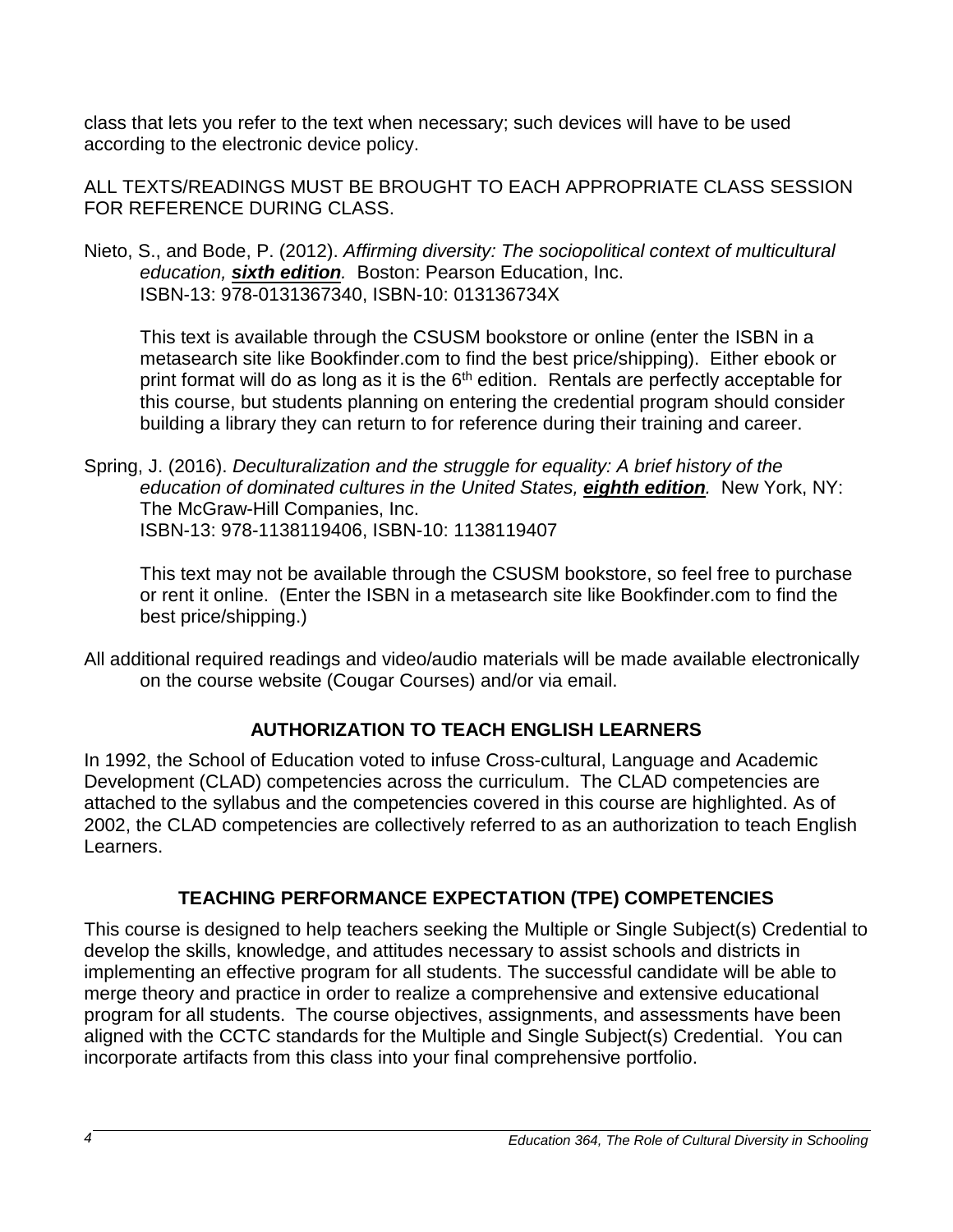class that lets you refer to the text when necessary; such devices will have to be used according to the electronic device policy.

ALL TEXTS/READINGS MUST BE BROUGHT TO EACH APPROPRIATE CLASS SESSION FOR REFERENCE DURING CLASS.

Nieto, S., and Bode, P. (2012). *Affirming diversity: The sociopolitical context of multicultural education,* ***sixth edition****.* Boston: Pearson Education, Inc.
ISBN-13: 978-0131367340, ISBN-10: 013136734X

This text is available through the CSUSM bookstore or online (enter the ISBN in a metasearch site like Bookfinder.com to find the best price/shipping). Either ebook or print format will do as long as it is the 6th edition. Rentals are perfectly acceptable for this course, but students planning on entering the credential program should consider building a library they can return to for reference during their training and career.

Spring, J. (2016). *Deculturalization and the struggle for equality: A brief history of the education of dominated cultures in the United States,* ***eighth edition****.* New York, NY: The McGraw-Hill Companies, Inc.
ISBN-13: 978-1138119406, ISBN-10: 1138119407

This text may not be available through the CSUSM bookstore, so feel free to purchase or rent it online. (Enter the ISBN in a metasearch site like Bookfinder.com to find the best price/shipping.)

All additional required readings and video/audio materials will be made available electronically on the course website (Cougar Courses) and/or via email.

## AUTHORIZATION TO TEACH ENGLISH LEARNERS

In 1992, the School of Education voted to infuse Cross-cultural, Language and Academic Development (CLAD) competencies across the curriculum. The CLAD competencies are attached to the syllabus and the competencies covered in this course are highlighted. As of 2002, the CLAD competencies are collectively referred to as an authorization to teach English Learners.

## TEACHING PERFORMANCE EXPECTATION (TPE) COMPETENCIES

This course is designed to help teachers seeking the Multiple or Single Subject(s) Credential to develop the skills, knowledge, and attitudes necessary to assist schools and districts in implementing an effective program for all students. The successful candidate will be able to merge theory and practice in order to realize a comprehensive and extensive educational program for all students. The course objectives, assignments, and assessments have been aligned with the CCTC standards for the Multiple and Single Subject(s) Credential. You can incorporate artifacts from this class into your final comprehensive portfolio.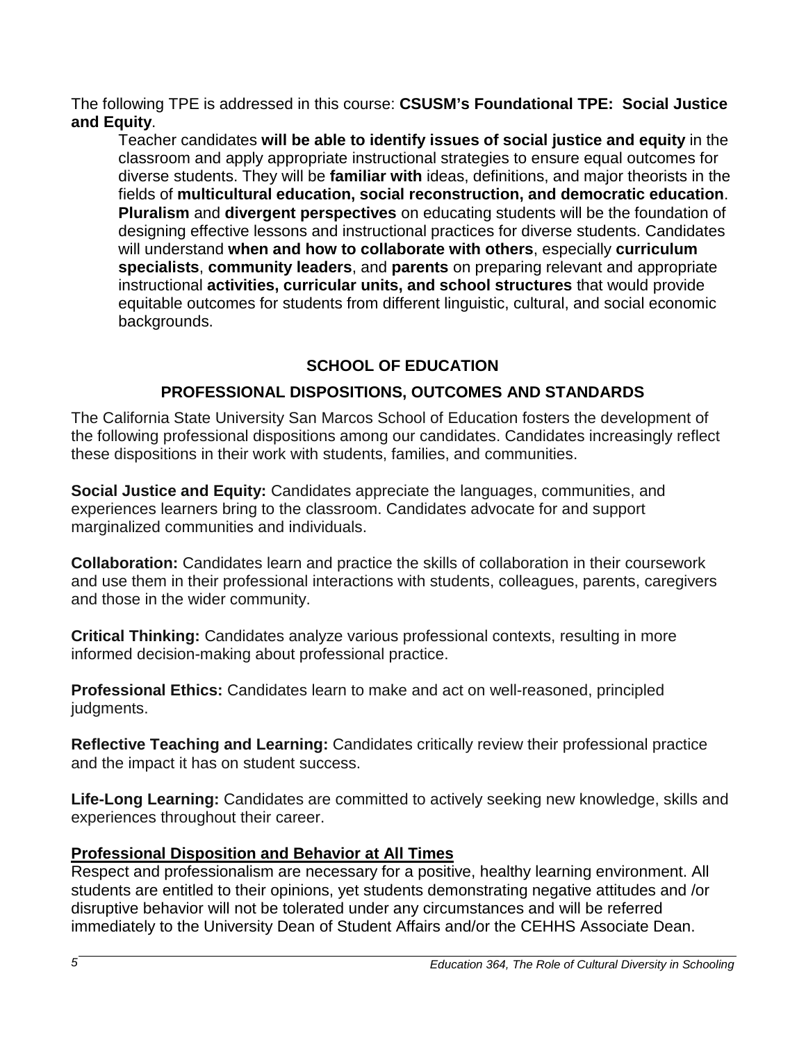The following TPE is addressed in this course: **CSUSM's Foundational TPE: Social Justice and Equity**.

> Teacher candidates **will be able to identify issues of social justice and equity** in the classroom and apply appropriate instructional strategies to ensure equal outcomes for diverse students. They will be **familiar with** ideas, definitions, and major theorists in the fields of **multicultural education, social reconstruction, and democratic education**. **Pluralism** and **divergent perspectives** on educating students will be the foundation of designing effective lessons and instructional practices for diverse students. Candidates will understand **when and how to collaborate with others**, especially **curriculum specialists**, **community leaders**, and **parents** on preparing relevant and appropriate instructional **activities, curricular units, and school structures** that would provide equitable outcomes for students from different linguistic, cultural, and social economic backgrounds.

## SCHOOL OF EDUCATION

## PROFESSIONAL DISPOSITIONS, OUTCOMES AND STANDARDS

The California State University San Marcos School of Education fosters the development of the following professional dispositions among our candidates. Candidates increasingly reflect these dispositions in their work with students, families, and communities.

**Social Justice and Equity:** Candidates appreciate the languages, communities, and experiences learners bring to the classroom. Candidates advocate for and support marginalized communities and individuals.

**Collaboration:** Candidates learn and practice the skills of collaboration in their coursework and use them in their professional interactions with students, colleagues, parents, caregivers and those in the wider community.

**Critical Thinking:** Candidates analyze various professional contexts, resulting in more informed decision-making about professional practice.

**Professional Ethics:** Candidates learn to make and act on well-reasoned, principled judgments.

**Reflective Teaching and Learning:** Candidates critically review their professional practice and the impact it has on student success.

**Life-Long Learning:** Candidates are committed to actively seeking new knowledge, skills and experiences throughout their career.

### Professional Disposition and Behavior at All Times

Respect and professionalism are necessary for a positive, healthy learning environment. All students are entitled to their opinions, yet students demonstrating negative attitudes and /or disruptive behavior will not be tolerated under any circumstances and will be referred immediately to the University Dean of Student Affairs and/or the CEHHS Associate Dean.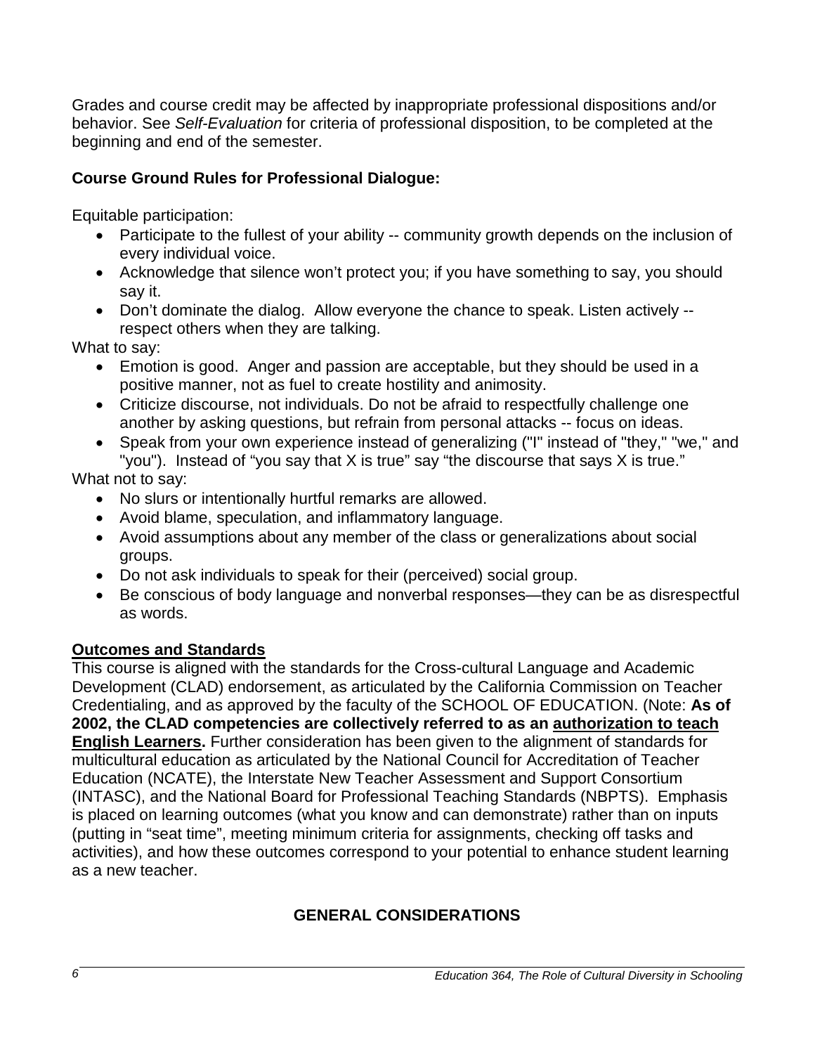Grades and course credit may be affected by inappropriate professional dispositions and/or behavior. See *Self-Evaluation* for criteria of professional disposition, to be completed at the beginning and end of the semester.

**Course Ground Rules for Professional Dialogue:**

Equitable participation:

- Participate to the fullest of your ability -- community growth depends on the inclusion of every individual voice.
- Acknowledge that silence won't protect you; if you have something to say, you should say it.
- Don't dominate the dialog. Allow everyone the chance to speak. Listen actively -- respect others when they are talking.

What to say:

- Emotion is good. Anger and passion are acceptable, but they should be used in a positive manner, not as fuel to create hostility and animosity.
- Criticize discourse, not individuals. Do not be afraid to respectfully challenge one another by asking questions, but refrain from personal attacks -- focus on ideas.
- Speak from your own experience instead of generalizing ("I" instead of "they," "we," and "you"). Instead of "you say that X is true" say "the discourse that says X is true."

What not to say:

- No slurs or intentionally hurtful remarks are allowed.
- Avoid blame, speculation, and inflammatory language.
- Avoid assumptions about any member of the class or generalizations about social groups.
- Do not ask individuals to speak for their (perceived) social group.
- Be conscious of body language and nonverbal responses—they can be as disrespectful as words.

**Outcomes and Standards**

This course is aligned with the standards for the Cross-cultural Language and Academic Development (CLAD) endorsement, as articulated by the California Commission on Teacher Credentialing, and as approved by the faculty of the SCHOOL OF EDUCATION. (Note: **As of 2002, the CLAD competencies are collectively referred to as an authorization to teach English Learners.** Further consideration has been given to the alignment of standards for multicultural education as articulated by the National Council for Accreditation of Teacher Education (NCATE), the Interstate New Teacher Assessment and Support Consortium (INTASC), and the National Board for Professional Teaching Standards (NBPTS). Emphasis is placed on learning outcomes (what you know and can demonstrate) rather than on inputs (putting in "seat time", meeting minimum criteria for assignments, checking off tasks and activities), and how these outcomes correspond to your potential to enhance student learning as a new teacher.

## GENERAL CONSIDERATIONS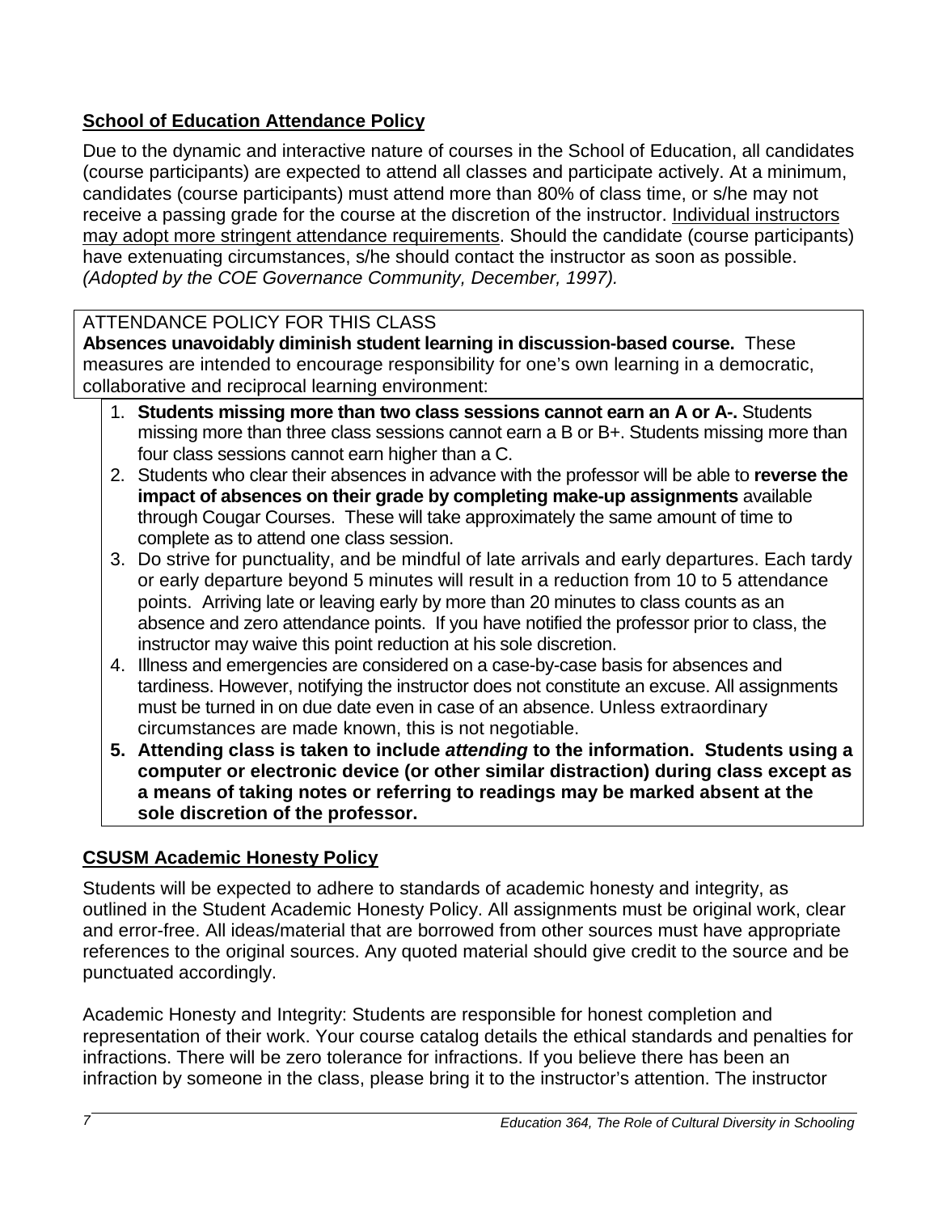## School of Education Attendance Policy

Due to the dynamic and interactive nature of courses in the School of Education, all candidates (course participants) are expected to attend all classes and participate actively. At a minimum, candidates (course participants) must attend more than 80% of class time, or s/he may not receive a passing grade for the course at the discretion of the instructor. Individual instructors may adopt more stringent attendance requirements. Should the candidate (course participants) have extenuating circumstances, s/he should contact the instructor as soon as possible. *(Adopted by the COE Governance Community, December, 1997).*

ATTENDANCE POLICY FOR THIS CLASS

**Absences unavoidably diminish student learning in discussion-based course.** These measures are intended to encourage responsibility for one's own learning in a democratic, collaborative and reciprocal learning environment:

1. **Students missing more than two class sessions cannot earn an A or A-.** Students missing more than three class sessions cannot earn a B or B+. Students missing more than four class sessions cannot earn higher than a C.
2. Students who clear their absences in advance with the professor will be able to **reverse the impact of absences on their grade by completing make-up assignments** available through Cougar Courses. These will take approximately the same amount of time to complete as to attend one class session.
3. Do strive for punctuality, and be mindful of late arrivals and early departures. Each tardy or early departure beyond 5 minutes will result in a reduction from 10 to 5 attendance points. Arriving late or leaving early by more than 20 minutes to class counts as an absence and zero attendance points. If you have notified the professor prior to class, the instructor may waive this point reduction at his sole discretion.
4. Illness and emergencies are considered on a case-by-case basis for absences and tardiness. However, notifying the instructor does not constitute an excuse. All assignments must be turned in on due date even in case of an absence. Unless extraordinary circumstances are made known, this is not negotiable.
5. **Attending class is taken to include *attending* to the information. Students using a computer or electronic device (or other similar distraction) during class except as a means of taking notes or referring to readings may be marked absent at the sole discretion of the professor.**

## CSUSM Academic Honesty Policy

Students will be expected to adhere to standards of academic honesty and integrity, as outlined in the Student Academic Honesty Policy. All assignments must be original work, clear and error-free. All ideas/material that are borrowed from other sources must have appropriate references to the original sources. Any quoted material should give credit to the source and be punctuated accordingly.

Academic Honesty and Integrity: Students are responsible for honest completion and representation of their work. Your course catalog details the ethical standards and penalties for infractions. There will be zero tolerance for infractions. If you believe there has been an infraction by someone in the class, please bring it to the instructor's attention. The instructor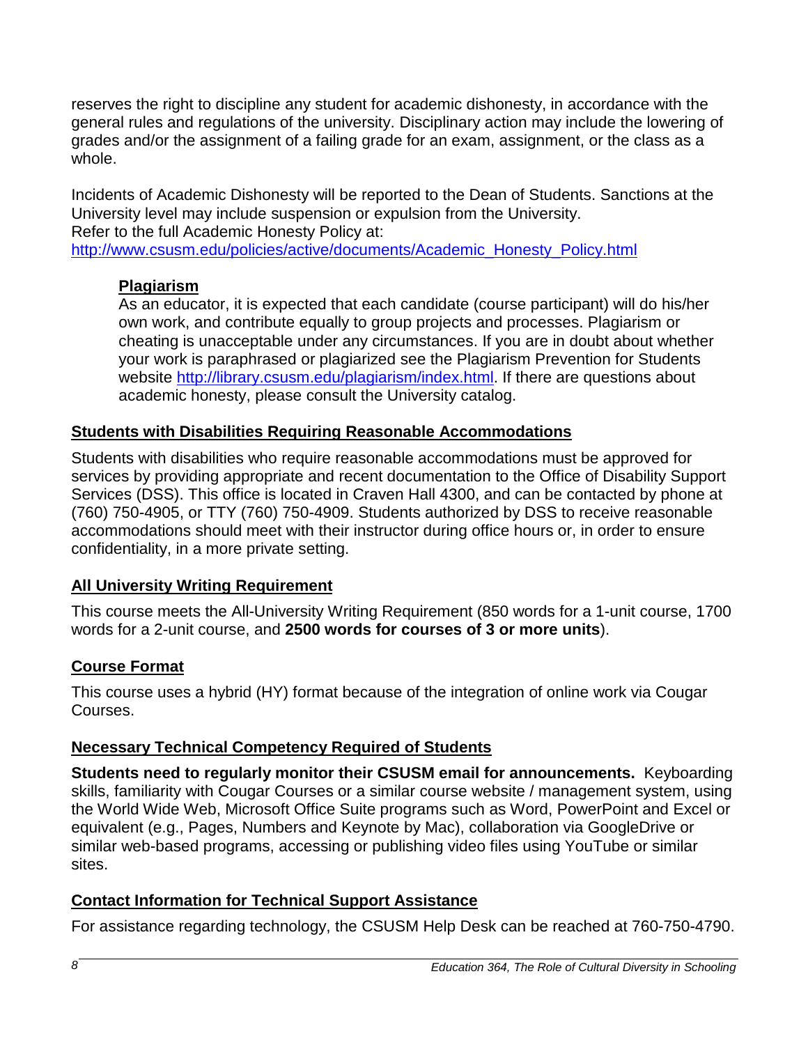reserves the right to discipline any student for academic dishonesty, in accordance with the general rules and regulations of the university. Disciplinary action may include the lowering of grades and/or the assignment of a failing grade for an exam, assignment, or the class as a whole.

Incidents of Academic Dishonesty will be reported to the Dean of Students. Sanctions at the University level may include suspension or expulsion from the University.
Refer to the full Academic Honesty Policy at:
http://www.csusm.edu/policies/active/documents/Academic_Honesty_Policy.html

### Plagiarism

As an educator, it is expected that each candidate (course participant) will do his/her own work, and contribute equally to group projects and processes. Plagiarism or cheating is unacceptable under any circumstances. If you are in doubt about whether your work is paraphrased or plagiarized see the Plagiarism Prevention for Students website http://library.csusm.edu/plagiarism/index.html. If there are questions about academic honesty, please consult the University catalog.

## Students with Disabilities Requiring Reasonable Accommodations

Students with disabilities who require reasonable accommodations must be approved for services by providing appropriate and recent documentation to the Office of Disability Support Services (DSS). This office is located in Craven Hall 4300, and can be contacted by phone at (760) 750-4905, or TTY (760) 750-4909. Students authorized by DSS to receive reasonable accommodations should meet with their instructor during office hours or, in order to ensure confidentiality, in a more private setting.

## All University Writing Requirement

This course meets the All-University Writing Requirement (850 words for a 1-unit course, 1700 words for a 2-unit course, and **2500 words for courses of 3 or more units**).

## Course Format

This course uses a hybrid (HY) format because of the integration of online work via Cougar Courses.

## Necessary Technical Competency Required of Students

**Students need to regularly monitor their CSUSM email for announcements.** Keyboarding skills, familiarity with Cougar Courses or a similar course website / management system, using the World Wide Web, Microsoft Office Suite programs such as Word, PowerPoint and Excel or equivalent (e.g., Pages, Numbers and Keynote by Mac), collaboration via GoogleDrive or similar web-based programs, accessing or publishing video files using YouTube or similar sites.

## Contact Information for Technical Support Assistance

For assistance regarding technology, the CSUSM Help Desk can be reached at 760-750-4790.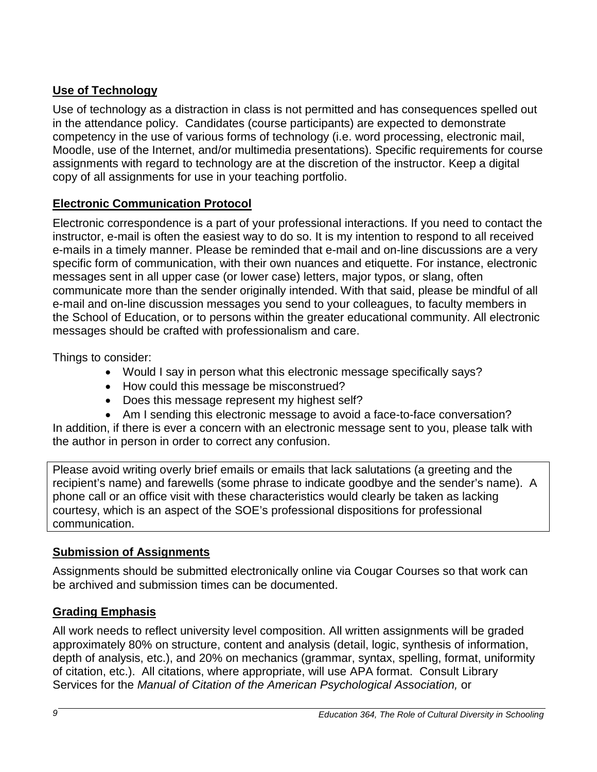## Use of Technology

Use of technology as a distraction in class is not permitted and has consequences spelled out in the attendance policy. Candidates (course participants) are expected to demonstrate competency in the use of various forms of technology (i.e. word processing, electronic mail, Moodle, use of the Internet, and/or multimedia presentations). Specific requirements for course assignments with regard to technology are at the discretion of the instructor. Keep a digital copy of all assignments for use in your teaching portfolio.

## Electronic Communication Protocol

Electronic correspondence is a part of your professional interactions. If you need to contact the instructor, e-mail is often the easiest way to do so. It is my intention to respond to all received e-mails in a timely manner. Please be reminded that e-mail and on-line discussions are a very specific form of communication, with their own nuances and etiquette. For instance, electronic messages sent in all upper case (or lower case) letters, major typos, or slang, often communicate more than the sender originally intended. With that said, please be mindful of all e-mail and on-line discussion messages you send to your colleagues, to faculty members in the School of Education, or to persons within the greater educational community. All electronic messages should be crafted with professionalism and care.

Things to consider:

- Would I say in person what this electronic message specifically says?
- How could this message be misconstrued?
- Does this message represent my highest self?
- Am I sending this electronic message to avoid a face-to-face conversation?

In addition, if there is ever a concern with an electronic message sent to you, please talk with the author in person in order to correct any confusion.

Please avoid writing overly brief emails or emails that lack salutations (a greeting and the recipient's name) and farewells (some phrase to indicate goodbye and the sender's name). A phone call or an office visit with these characteristics would clearly be taken as lacking courtesy, which is an aspect of the SOE's professional dispositions for professional communication.

## Submission of Assignments

Assignments should be submitted electronically online via Cougar Courses so that work can be archived and submission times can be documented.

## Grading Emphasis

All work needs to reflect university level composition. All written assignments will be graded approximately 80% on structure, content and analysis (detail, logic, synthesis of information, depth of analysis, etc.), and 20% on mechanics (grammar, syntax, spelling, format, uniformity of citation, etc.). All citations, where appropriate, will use APA format. Consult Library Services for the *Manual of Citation of the American Psychological Association,* or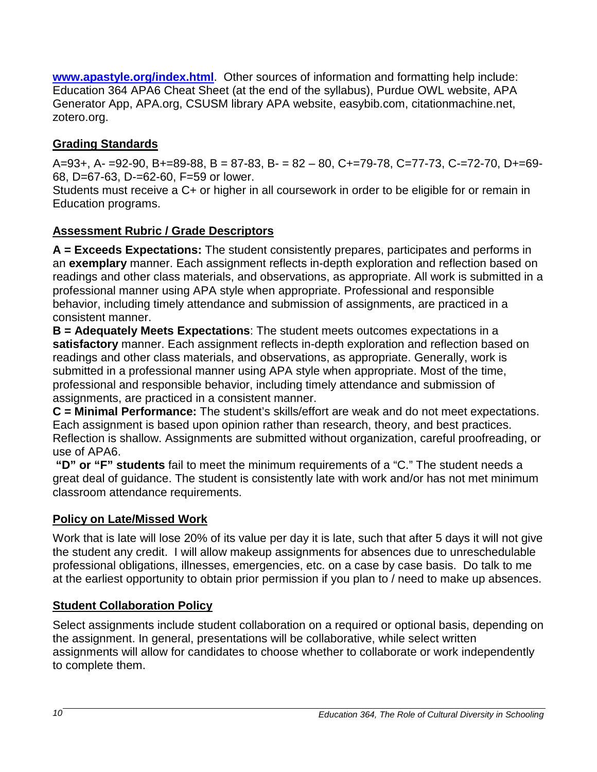**www.apastyle.org/index.html**. Other sources of information and formatting help include: Education 364 APA6 Cheat Sheet (at the end of the syllabus), Purdue OWL website, APA Generator App, APA.org, CSUSM library APA website, easybib.com, citationmachine.net, zotero.org.

## Grading Standards

A=93+, A- =92-90, B+=89-88, B = 87-83, B- = 82 – 80, C+=79-78, C=77-73, C-=72-70, D+=69-68, D=67-63, D-=62-60, F=59 or lower.

Students must receive a C+ or higher in all coursework in order to be eligible for or remain in Education programs.

## Assessment Rubric / Grade Descriptors

**A = Exceeds Expectations:** The student consistently prepares, participates and performs in an **exemplary** manner. Each assignment reflects in-depth exploration and reflection based on readings and other class materials, and observations, as appropriate. All work is submitted in a professional manner using APA style when appropriate. Professional and responsible behavior, including timely attendance and submission of assignments, are practiced in a consistent manner.

**B = Adequately Meets Expectations**: The student meets outcomes expectations in a **satisfactory** manner. Each assignment reflects in-depth exploration and reflection based on readings and other class materials, and observations, as appropriate. Generally, work is submitted in a professional manner using APA style when appropriate. Most of the time, professional and responsible behavior, including timely attendance and submission of assignments, are practiced in a consistent manner.

**C = Minimal Performance:** The student's skills/effort are weak and do not meet expectations. Each assignment is based upon opinion rather than research, theory, and best practices. Reflection is shallow. Assignments are submitted without organization, careful proofreading, or use of APA6.

**"D" or "F" students** fail to meet the minimum requirements of a "C." The student needs a great deal of guidance. The student is consistently late with work and/or has not met minimum classroom attendance requirements.

## Policy on Late/Missed Work

Work that is late will lose 20% of its value per day it is late, such that after 5 days it will not give the student any credit. I will allow makeup assignments for absences due to unreschedulable professional obligations, illnesses, emergencies, etc. on a case by case basis. Do talk to me at the earliest opportunity to obtain prior permission if you plan to / need to make up absences.

## Student Collaboration Policy

Select assignments include student collaboration on a required or optional basis, depending on the assignment. In general, presentations will be collaborative, while select written assignments will allow for candidates to choose whether to collaborate or work independently to complete them.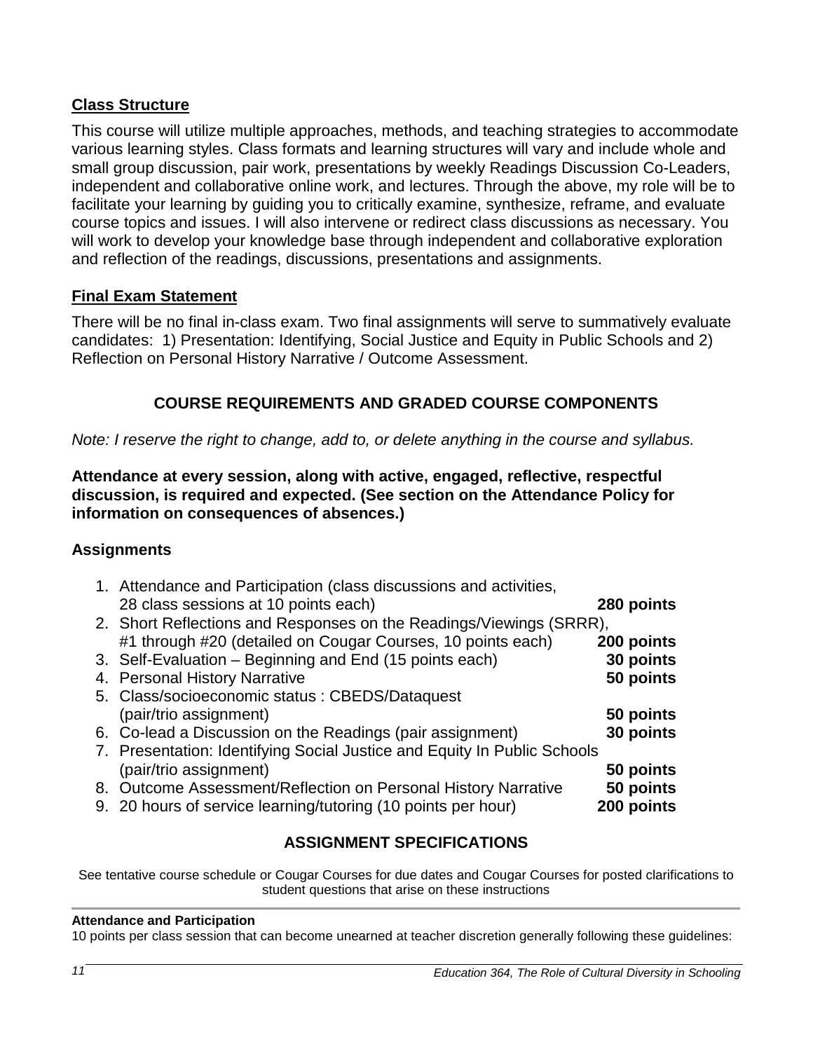## Class Structure

This course will utilize multiple approaches, methods, and teaching strategies to accommodate various learning styles. Class formats and learning structures will vary and include whole and small group discussion, pair work, presentations by weekly Readings Discussion Co-Leaders, independent and collaborative online work, and lectures. Through the above, my role will be to facilitate your learning by guiding you to critically examine, synthesize, reframe, and evaluate course topics and issues. I will also intervene or redirect class discussions as necessary. You will work to develop your knowledge base through independent and collaborative exploration and reflection of the readings, discussions, presentations and assignments.

## Final Exam Statement

There will be no final in-class exam. Two final assignments will serve to summatively evaluate candidates: 1) Presentation: Identifying, Social Justice and Equity in Public Schools and 2) Reflection on Personal History Narrative / Outcome Assessment.

## COURSE REQUIREMENTS AND GRADED COURSE COMPONENTS

*Note: I reserve the right to change, add to, or delete anything in the course and syllabus.*

**Attendance at every session, along with active, engaged, reflective, respectful discussion, is required and expected. (See section on the Attendance Policy for information on consequences of absences.)**

### Assignments

1. Attendance and Participation (class discussions and activities, 28 class sessions at 10 points each) **280 points**
2. Short Reflections and Responses on the Readings/Viewings (SRRR), #1 through #20 (detailed on Cougar Courses, 10 points each) **200 points**
3. Self-Evaluation – Beginning and End (15 points each) **30 points**
4. Personal History Narrative **50 points**
5. Class/socioeconomic status : CBEDS/Dataquest (pair/trio assignment) **50 points**
6. Co-lead a Discussion on the Readings (pair assignment) **30 points**
7. Presentation: Identifying Social Justice and Equity In Public Schools (pair/trio assignment) **50 points**
8. Outcome Assessment/Reflection on Personal History Narrative **50 points**
9. 20 hours of service learning/tutoring (10 points per hour) **200 points**

## ASSIGNMENT SPECIFICATIONS

See tentative course schedule or Cougar Courses for due dates and Cougar Courses for posted clarifications to student questions that arise on these instructions

**Attendance and Participation**

10 points per class session that can become unearned at teacher discretion generally following these guidelines: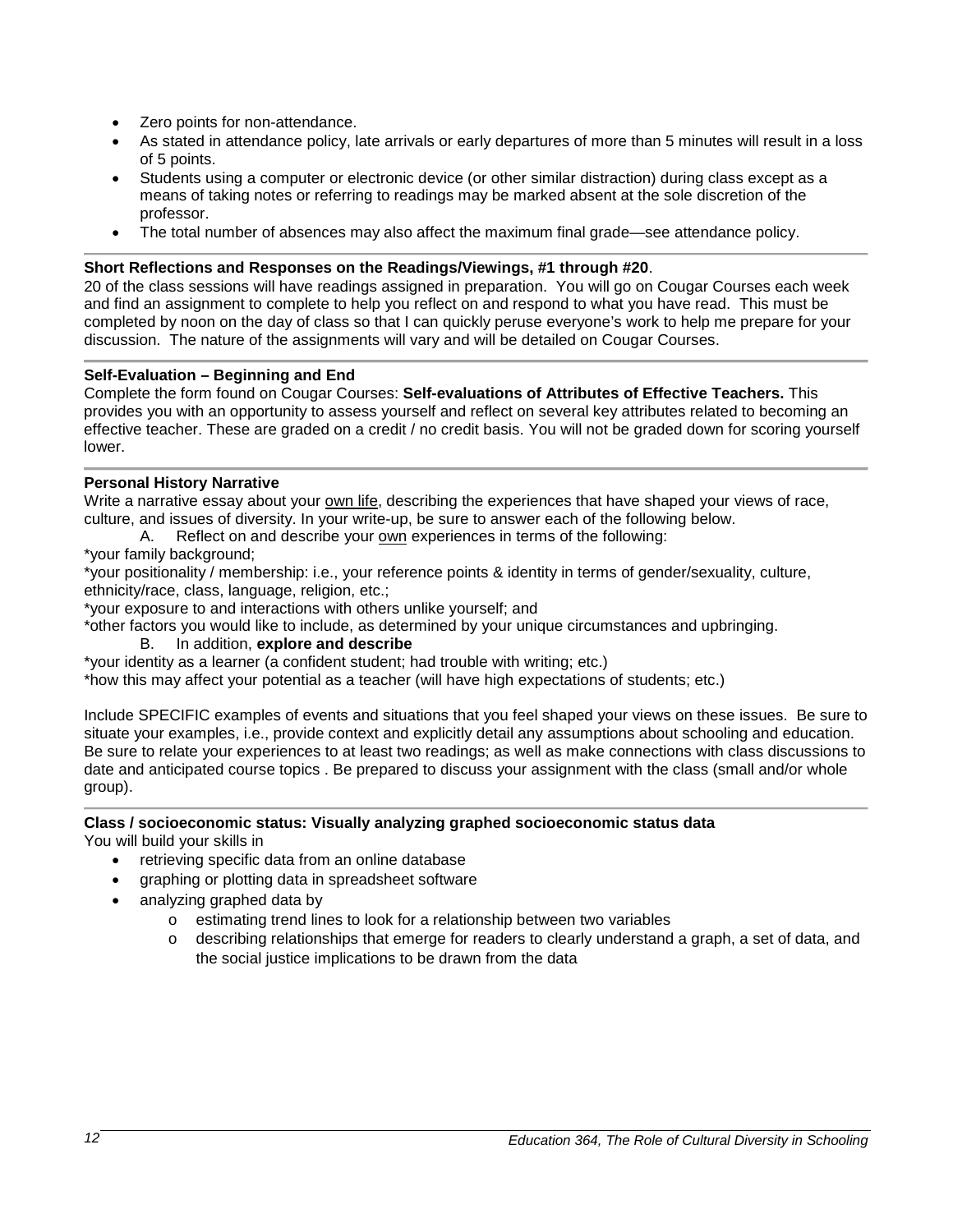- Zero points for non-attendance.
- As stated in attendance policy, late arrivals or early departures of more than 5 minutes will result in a loss of 5 points.
- Students using a computer or electronic device (or other similar distraction) during class except as a means of taking notes or referring to readings may be marked absent at the sole discretion of the professor.
- The total number of absences may also affect the maximum final grade—see attendance policy.

---

**Short Reflections and Responses on the Readings/Viewings, #1 through #20**.

20 of the class sessions will have readings assigned in preparation. You will go on Cougar Courses each week and find an assignment to complete to help you reflect on and respond to what you have read. This must be completed by noon on the day of class so that I can quickly peruse everyone's work to help me prepare for your discussion. The nature of the assignments will vary and will be detailed on Cougar Courses.

---

**Self-Evaluation – Beginning and End**

Complete the form found on Cougar Courses: **Self-evaluations of Attributes of Effective Teachers.** This provides you with an opportunity to assess yourself and reflect on several key attributes related to becoming an effective teacher. These are graded on a credit / no credit basis. You will not be graded down for scoring yourself lower.

---

**Personal History Narrative**

Write a narrative essay about your <u>own life</u>, describing the experiences that have shaped your views of race, culture, and issues of diversity. In your write-up, be sure to answer each of the following below.

A. Reflect on and describe your <u>own</u> experiences in terms of the following:

*your family background;

*your positionality / membership: i.e., your reference points & identity in terms of gender/sexuality, culture, ethnicity/race, class, language, religion, etc.;

*your exposure to and interactions with others unlike yourself; and

*other factors you would like to include, as determined by your unique circumstances and upbringing.

B. In addition, **explore and describe**

*your identity as a learner (a confident student; had trouble with writing; etc.)

*how this may affect your potential as a teacher (will have high expectations of students; etc.)

Include SPECIFIC examples of events and situations that you feel shaped your views on these issues. Be sure to situate your examples, i.e., provide context and explicitly detail any assumptions about schooling and education. Be sure to relate your experiences to at least two readings; as well as make connections with class discussions to date and anticipated course topics . Be prepared to discuss your assignment with the class (small and/or whole group).

---

**Class / socioeconomic status: Visually analyzing graphed socioeconomic status data**

You will build your skills in

- retrieving specific data from an online database
- graphing or plotting data in spreadsheet software
- analyzing graphed data by
  - estimating trend lines to look for a relationship between two variables
  - describing relationships that emerge for readers to clearly understand a graph, a set of data, and the social justice implications to be drawn from the data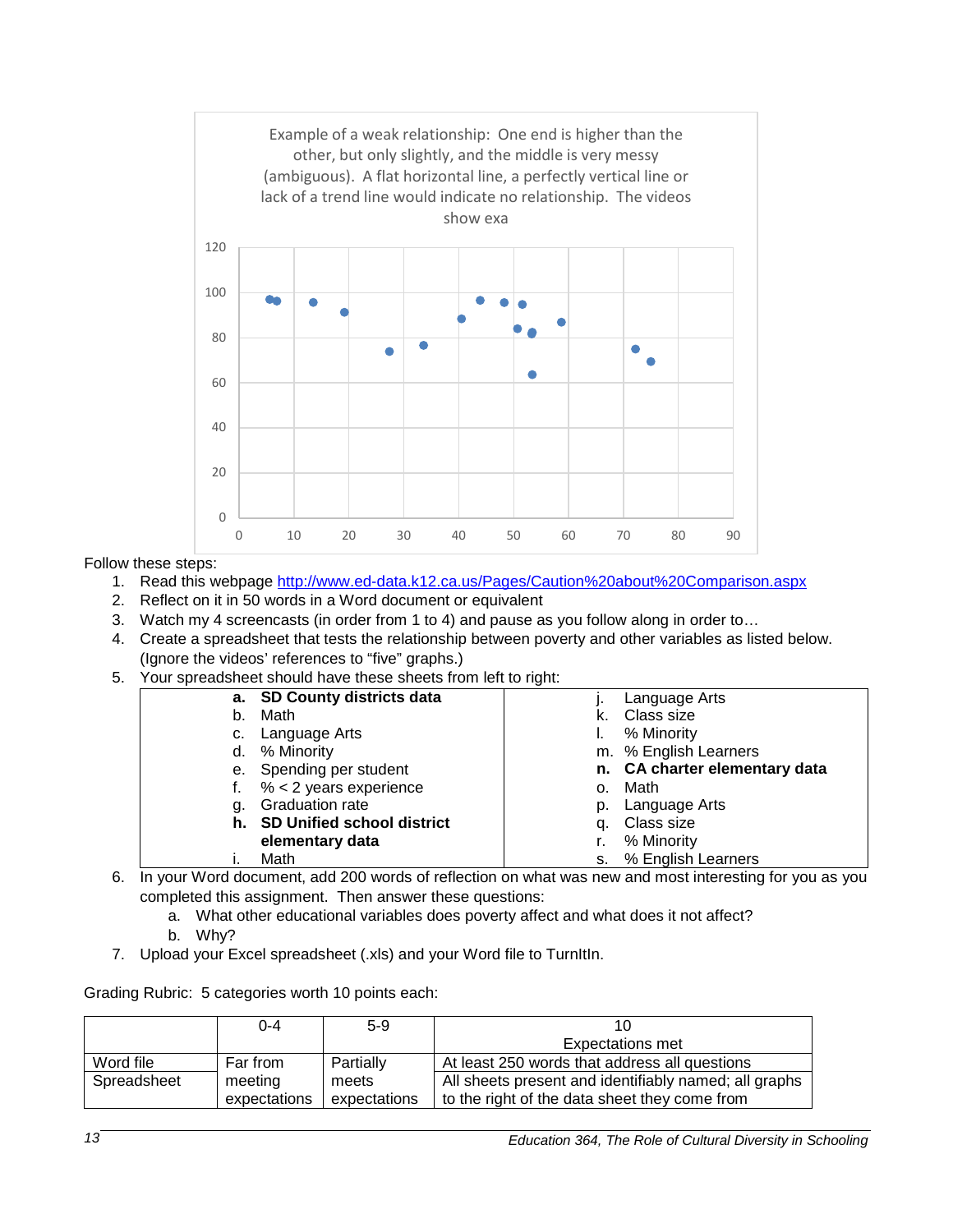Example of a weak relationship: One end is higher than the other, but only slightly, and the middle is very messy (ambiguous). A flat horizontal line, a perfectly vertical line or lack of a trend line would indicate no relationship. The videos show exa

Follow these steps:

1. Read this webpage [http://www.ed-data.k12.ca.us/Pages/Caution%20about%20Comparison.aspx](http://www.ed-data.k12.ca.us/Pages/Caution%20about%20Comparison.aspx)
2. Reflect on it in 50 words in a Word document or equivalent
3. Watch my 4 screencasts (in order from 1 to 4) and pause as you follow along in order to…
4. Create a spreadsheet that tests the relationship between poverty and other variables as listed below. (Ignore the videos' references to "five" graphs.)
5. Your spreadsheet should have these sheets from left to right:

| | |
|---|---|
| **a. SD County districts data** | j. Language Arts |
| b. Math | k. Class size |
| c. Language Arts | l. % Minority |
| d. % Minority | m. % English Learners |
| e. Spending per student | **n. CA charter elementary data** |
| f. % < 2 years experience | o. Math |
| g. Graduation rate | p. Language Arts |
| **h. SD Unified school district elementary data** | q. Class size |
| i. Math | r. % Minority |
| | s. % English Learners |

6. In your Word document, add 200 words of reflection on what was new and most interesting for you as you completed this assignment. Then answer these questions:
   a. What other educational variables does poverty affect and what does it not affect?
   b. Why?
7. Upload your Excel spreadsheet (.xls) and your Word file to TurnItIn.

Grading Rubric: 5 categories worth 10 points each:

| | 0-4 | 5-9 | 10<br>Expectations met |
|---|---|---|---|
| Word file | Far from meeting expectations | Partially meets expectations | At least 250 words that address all questions |
| Spreadsheet | | | All sheets present and identifiably named; all graphs to the right of the data sheet they come from |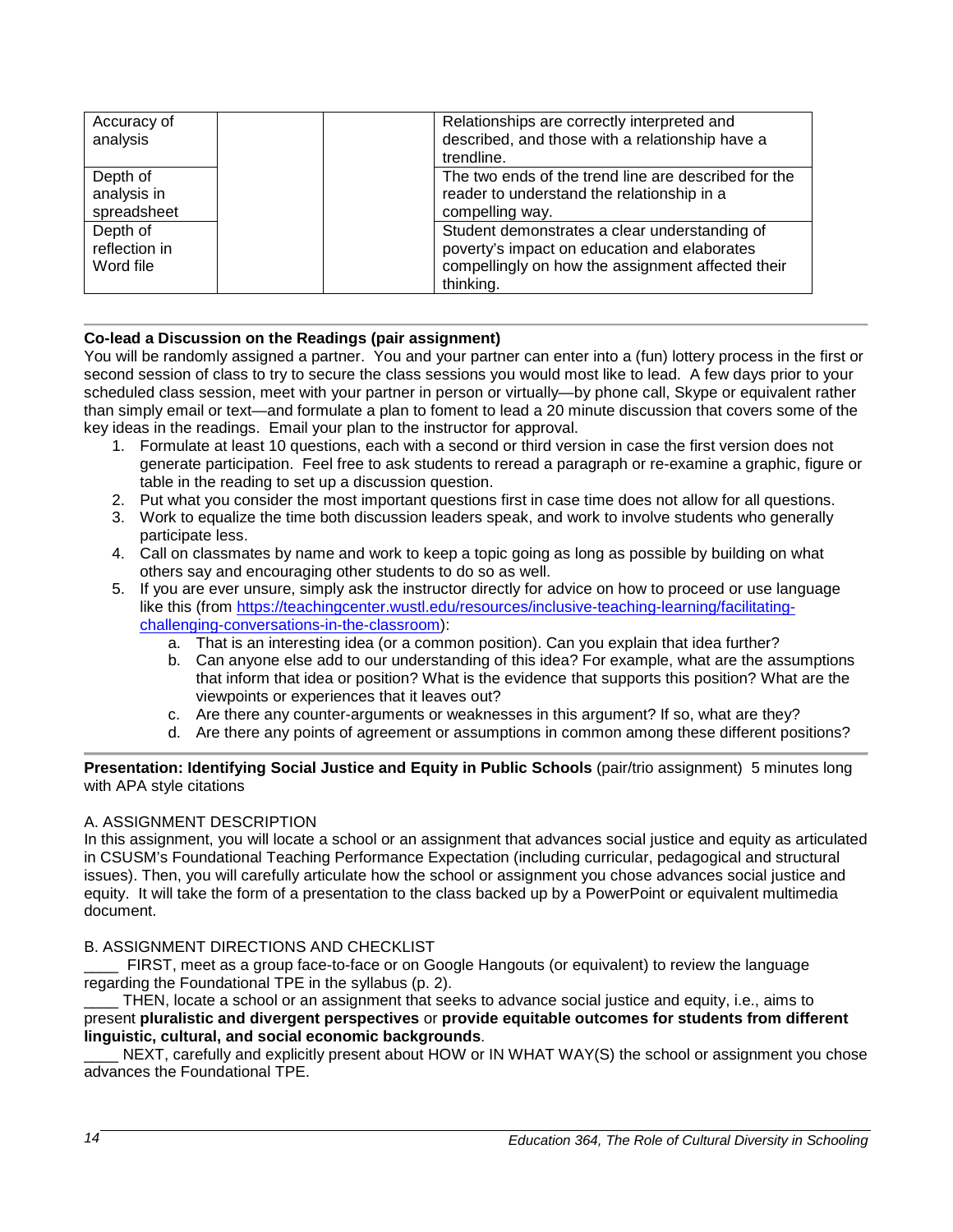| | | | |
|---|---|---|---|
| Accuracy of analysis | | | Relationships are correctly interpreted and described, and those with a relationship have a trendline. |
| Depth of analysis in spreadsheet | | | The two ends of the trend line are described for the reader to understand the relationship in a compelling way. |
| Depth of reflection in Word file | | | Student demonstrates a clear understanding of poverty's impact on education and elaborates compellingly on how the assignment affected their thinking. |

---

**Co-lead a Discussion on the Readings (pair assignment)**

You will be randomly assigned a partner. You and your partner can enter into a (fun) lottery process in the first or second session of class to try to secure the class sessions you would most like to lead. A few days prior to your scheduled class session, meet with your partner in person or virtually—by phone call, Skype or equivalent rather than simply email or text—and formulate a plan to foment to lead a 20 minute discussion that covers some of the key ideas in the readings. Email your plan to the instructor for approval.

1. Formulate at least 10 questions, each with a second or third version in case the first version does not generate participation. Feel free to ask students to reread a paragraph or re-examine a graphic, figure or table in the reading to set up a discussion question.
2. Put what you consider the most important questions first in case time does not allow for all questions.
3. Work to equalize the time both discussion leaders speak, and work to involve students who generally participate less.
4. Call on classmates by name and work to keep a topic going as long as possible by building on what others say and encouraging other students to do so as well.
5. If you are ever unsure, simply ask the instructor directly for advice on how to proceed or use language like this (from https://teachingcenter.wustl.edu/resources/inclusive-teaching-learning/facilitating-challenging-conversations-in-the-classroom):
   a. That is an interesting idea (or a common position). Can you explain that idea further?
   b. Can anyone else add to our understanding of this idea? For example, what are the assumptions that inform that idea or position? What is the evidence that supports this position? What are the viewpoints or experiences that it leaves out?
   c. Are there any counter-arguments or weaknesses in this argument? If so, what are they?
   d. Are there any points of agreement or assumptions in common among these different positions?

---

**Presentation: Identifying Social Justice and Equity in Public Schools** (pair/trio assignment) 5 minutes long with APA style citations

A. ASSIGNMENT DESCRIPTION

In this assignment, you will locate a school or an assignment that advances social justice and equity as articulated in CSUSM's Foundational Teaching Performance Expectation (including curricular, pedagogical and structural issues). Then, you will carefully articulate how the school or assignment you chose advances social justice and equity. It will take the form of a presentation to the class backed up by a PowerPoint or equivalent multimedia document.

B. ASSIGNMENT DIRECTIONS AND CHECKLIST

____ FIRST, meet as a group face-to-face or on Google Hangouts (or equivalent) to review the language regarding the Foundational TPE in the syllabus (p. 2).

____ THEN, locate a school or an assignment that seeks to advance social justice and equity, i.e., aims to present **pluralistic and divergent perspectives** or **provide equitable outcomes for students from different linguistic, cultural, and social economic backgrounds**.

____ NEXT, carefully and explicitly present about HOW or IN WHAT WAY(S) the school or assignment you chose advances the Foundational TPE.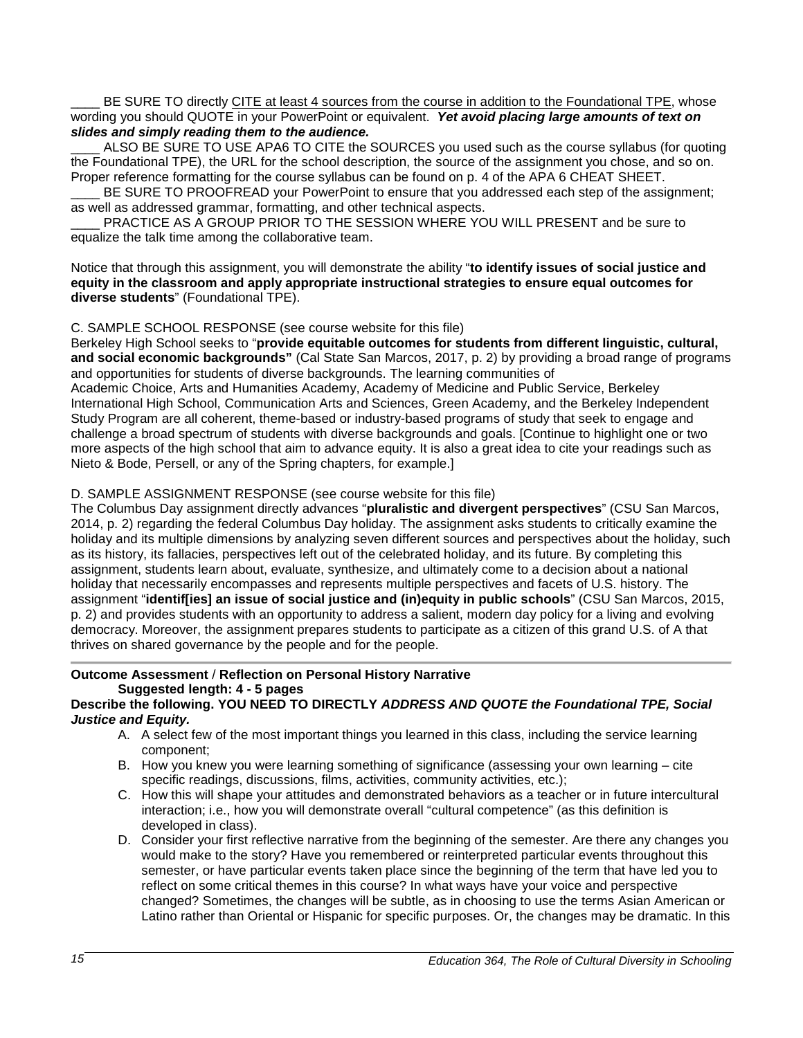____ BE SURE TO directly <u>CITE at least 4 sources from the course in addition to the Foundational TPE</u>, whose wording you should QUOTE in your PowerPoint or equivalent. ***Yet avoid placing large amounts of text on slides and simply reading them to the audience.***

____ ALSO BE SURE TO USE APA6 TO CITE the SOURCES you used such as the course syllabus (for quoting the Foundational TPE), the URL for the school description, the source of the assignment you chose, and so on. Proper reference formatting for the course syllabus can be found on p. 4 of the APA 6 CHEAT SHEET.

____ BE SURE TO PROOFREAD your PowerPoint to ensure that you addressed each step of the assignment; as well as addressed grammar, formatting, and other technical aspects.

____ PRACTICE AS A GROUP PRIOR TO THE SESSION WHERE YOU WILL PRESENT and be sure to equalize the talk time among the collaborative team.

Notice that through this assignment, you will demonstrate the ability "**to identify issues of social justice and equity in the classroom and apply appropriate instructional strategies to ensure equal outcomes for diverse students**" (Foundational TPE).

C. SAMPLE SCHOOL RESPONSE (see course website for this file)

Berkeley High School seeks to "**provide equitable outcomes for students from different linguistic, cultural, and social economic backgrounds"** (Cal State San Marcos, 2017, p. 2) by providing a broad range of programs and opportunities for students of diverse backgrounds. The learning communities of Academic Choice, Arts and Humanities Academy, Academy of Medicine and Public Service, Berkeley International High School, Communication Arts and Sciences, Green Academy, and the Berkeley Independent Study Program are all coherent, theme-based or industry-based programs of study that seek to engage and challenge a broad spectrum of students with diverse backgrounds and goals. [Continue to highlight one or two more aspects of the high school that aim to advance equity. It is also a great idea to cite your readings such as Nieto & Bode, Persell, or any of the Spring chapters, for example.]

D. SAMPLE ASSIGNMENT RESPONSE (see course website for this file)

The Columbus Day assignment directly advances "**pluralistic and divergent perspectives**" (CSU San Marcos, 2014, p. 2) regarding the federal Columbus Day holiday. The assignment asks students to critically examine the holiday and its multiple dimensions by analyzing seven different sources and perspectives about the holiday, such as its history, its fallacies, perspectives left out of the celebrated holiday, and its future. By completing this assignment, students learn about, evaluate, synthesize, and ultimately come to a decision about a national holiday that necessarily encompasses and represents multiple perspectives and facets of U.S. history. The assignment "**identif[ies] an issue of social justice and (in)equity in public schools**" (CSU San Marcos, 2015, p. 2) and provides students with an opportunity to address a salient, modern day policy for a living and evolving democracy. Moreover, the assignment prepares students to participate as a citizen of this grand U.S. of A that thrives on shared governance by the people and for the people.

---

**Outcome Assessment** / **Reflection on Personal History Narrative**

**Suggested length: 4 - 5 pages**

**Describe the following. YOU NEED TO DIRECTLY *ADDRESS AND QUOTE the Foundational TPE, Social Justice and Equity.***

A. A select few of the most important things you learned in this class, including the service learning component;
B. How you knew you were learning something of significance (assessing your own learning – cite specific readings, discussions, films, activities, community activities, etc.);
C. How this will shape your attitudes and demonstrated behaviors as a teacher or in future intercultural interaction; i.e., how you will demonstrate overall "cultural competence" (as this definition is developed in class).
D. Consider your first reflective narrative from the beginning of the semester. Are there any changes you would make to the story? Have you remembered or reinterpreted particular events throughout this semester, or have particular events taken place since the beginning of the term that have led you to reflect on some critical themes in this course? In what ways have your voice and perspective changed? Sometimes, the changes will be subtle, as in choosing to use the terms Asian American or Latino rather than Oriental or Hispanic for specific purposes. Or, the changes may be dramatic. In this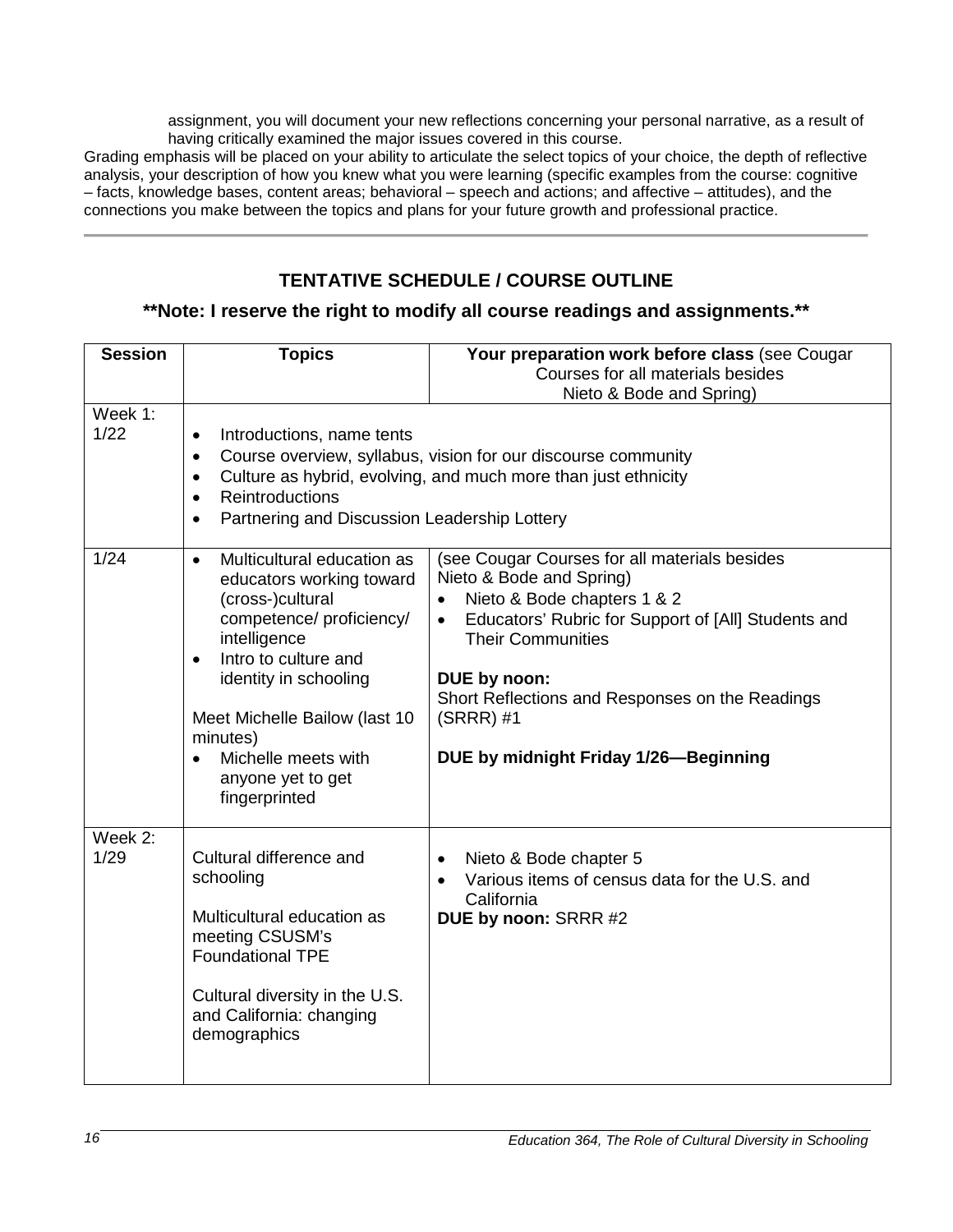assignment, you will document your new reflections concerning your personal narrative, as a result of having critically examined the major issues covered in this course.

Grading emphasis will be placed on your ability to articulate the select topics of your choice, the depth of reflective analysis, your description of how you knew what you were learning (specific examples from the course: cognitive – facts, knowledge bases, content areas; behavioral – speech and actions; and affective – attitudes), and the connections you make between the topics and plans for your future growth and professional practice.

## TENTATIVE SCHEDULE / COURSE OUTLINE

### **Note: I reserve the right to modify all course readings and assignments.**

| Session | Topics | **Your preparation work before class** (see Cougar Courses for all materials besides Nieto & Bode and Spring) |
|---|---|---|
| Week 1: 1/22 | • Introductions, name tents<br>• Course overview, syllabus, vision for our discourse community<br>• Culture as hybrid, evolving, and much more than just ethnicity<br>• Reintroductions<br>• Partnering and Discussion Leadership Lottery | |
| 1/24 | • Multicultural education as educators working toward (cross-)cultural competence/ proficiency/ intelligence<br>• Intro to culture and identity in schooling<br><br>Meet Michelle Bailow (last 10 minutes)<br>• Michelle meets with anyone yet to get fingerprinted | (see Cougar Courses for all materials besides Nieto & Bode and Spring)<br>• Nieto & Bode chapters 1 & 2<br>• Educators' Rubric for Support of [All] Students and Their Communities<br><br>**DUE by noon:**<br>Short Reflections and Responses on the Readings (SRRR) #1<br><br>**DUE by midnight Friday 1/26—Beginning** |
| Week 2: 1/29 | Cultural difference and schooling<br><br>Multicultural education as meeting CSUSM's Foundational TPE<br><br>Cultural diversity in the U.S. and California: changing demographics | • Nieto & Bode chapter 5<br>• Various items of census data for the U.S. and California<br>**DUE by noon:** SRRR #2 |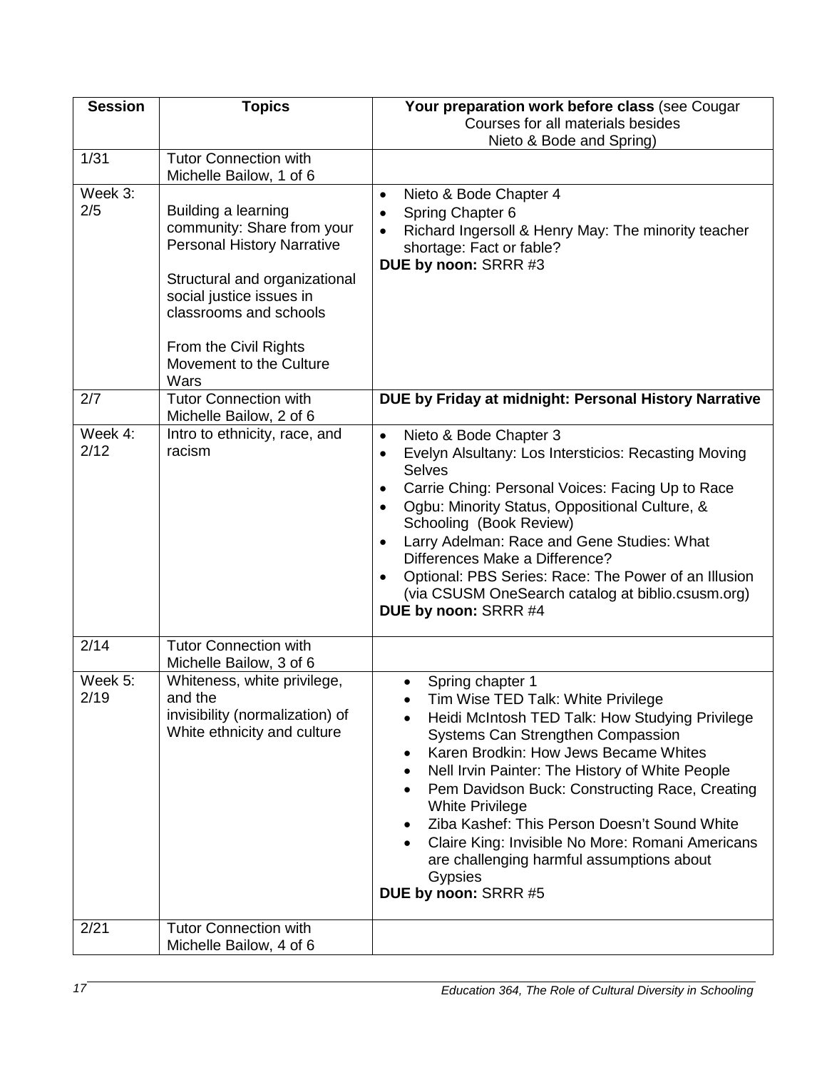| Session | Topics | Your preparation work before class (see Cougar Courses for all materials besides Nieto & Bode and Spring) |
|---|---|---|
| 1/31 | Tutor Connection with Michelle Bailow, 1 of 6 | |
| Week 3: 2/5 | Building a learning community: Share from your Personal History Narrative<br><br>Structural and organizational social justice issues in classrooms and schools<br><br>From the Civil Rights Movement to the Culture Wars | • Nieto & Bode Chapter 4<br>• Spring Chapter 6<br>• Richard Ingersoll & Henry May: The minority teacher shortage: Fact or fable?<br>**DUE by noon:** SRRR #3 |
| 2/7 | Tutor Connection with Michelle Bailow, 2 of 6 | **DUE by Friday at midnight: Personal History Narrative** |
| Week 4: 2/12 | Intro to ethnicity, race, and racism | • Nieto & Bode Chapter 3<br>• Evelyn Alsultany: Los Intersticios: Recasting Moving Selves<br>• Carrie Ching: Personal Voices: Facing Up to Race<br>• Ogbu: Minority Status, Oppositional Culture, & Schooling (Book Review)<br>• Larry Adelman: Race and Gene Studies: What Differences Make a Difference?<br>• Optional: PBS Series: Race: The Power of an Illusion (via CSUSM OneSearch catalog at biblio.csusm.org)<br>**DUE by noon:** SRRR #4 |
| 2/14 | Tutor Connection with Michelle Bailow, 3 of 6 | |
| Week 5: 2/19 | Whiteness, white privilege, and the invisibility (normalization) of White ethnicity and culture | • Spring chapter 1<br>• Tim Wise TED Talk: White Privilege<br>• Heidi McIntosh TED Talk: How Studying Privilege Systems Can Strengthen Compassion<br>• Karen Brodkin: How Jews Became Whites<br>• Nell Irvin Painter: The History of White People<br>• Pem Davidson Buck: Constructing Race, Creating White Privilege<br>• Ziba Kashef: This Person Doesn't Sound White<br>• Claire King: Invisible No More: Romani Americans are challenging harmful assumptions about Gypsies<br>**DUE by noon:** SRRR #5 |
| 2/21 | Tutor Connection with Michelle Bailow, 4 of 6 | |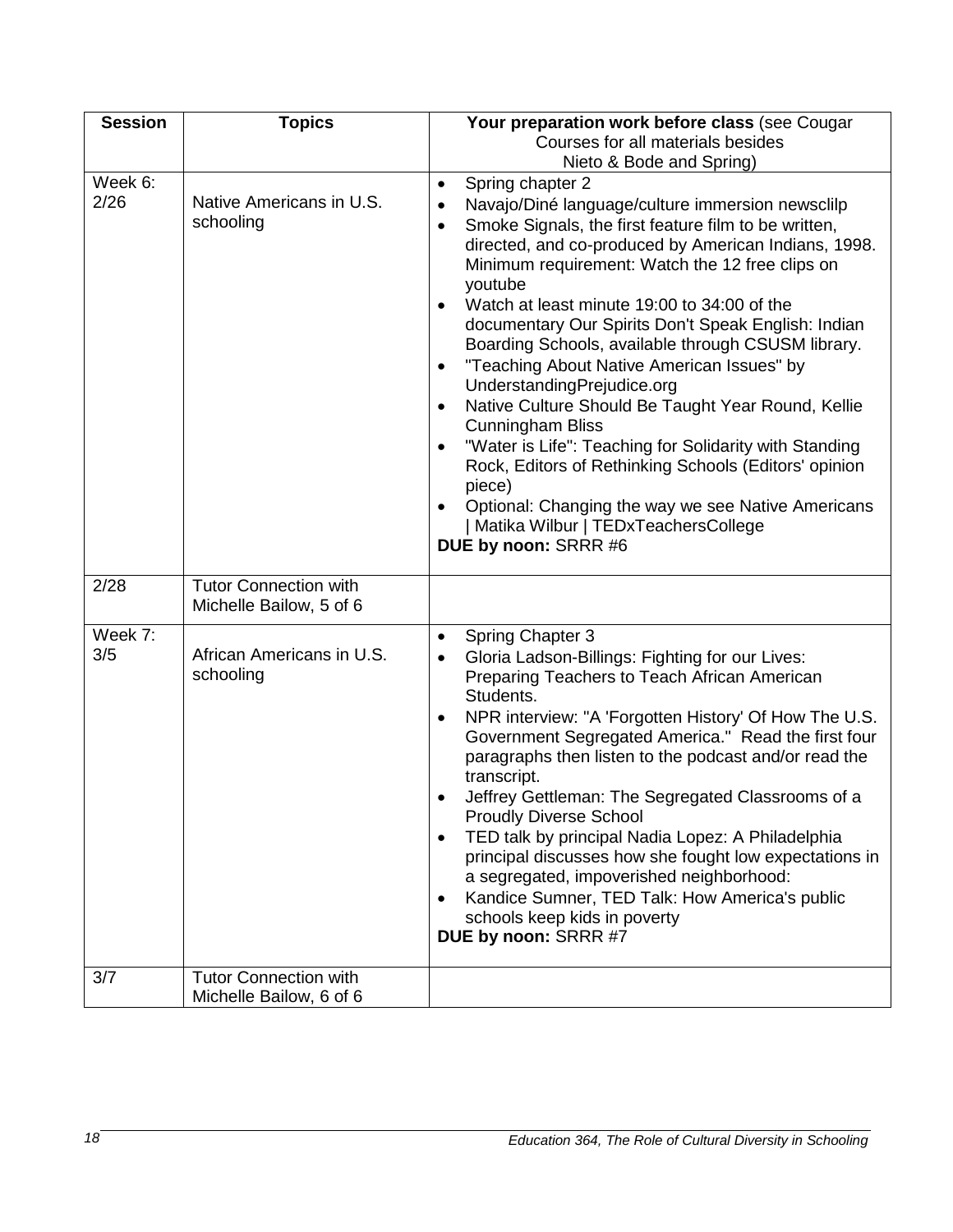| Session | Topics | Your preparation work before class (see Cougar Courses for all materials besides Nieto & Bode and Spring) |
|---|---|---|
| Week 6: 2/26 | Native Americans in U.S. schooling | • Spring chapter 2<br>• Navajo/Diné language/culture immersion newsclilp<br>• Smoke Signals, the first feature film to be written, directed, and co-produced by American Indians, 1998. Minimum requirement: Watch the 12 free clips on youtube<br>• Watch at least minute 19:00 to 34:00 of the documentary Our Spirits Don't Speak English: Indian Boarding Schools, available through CSUSM library.<br>• "Teaching About Native American Issues" by UnderstandingPrejudice.org<br>• Native Culture Should Be Taught Year Round, Kellie Cunningham Bliss<br>• "Water is Life": Teaching for Solidarity with Standing Rock, Editors of Rethinking Schools (Editors' opinion piece)<br>• Optional: Changing the way we see Native Americans \| Matika Wilbur \| TEDxTeachersCollege<br>**DUE by noon:** SRRR #6 |
| 2/28 | Tutor Connection with Michelle Bailow, 5 of 6 | |
| Week 7: 3/5 | African Americans in U.S. schooling | • Spring Chapter 3<br>• Gloria Ladson-Billings: Fighting for our Lives: Preparing Teachers to Teach African American Students.<br>• NPR interview: "A 'Forgotten History' Of How The U.S. Government Segregated America." Read the first four paragraphs then listen to the podcast and/or read the transcript.<br>• Jeffrey Gettleman: The Segregated Classrooms of a Proudly Diverse School<br>• TED talk by principal Nadia Lopez: A Philadelphia principal discusses how she fought low expectations in a segregated, impoverished neighborhood:<br>• Kandice Sumner, TED Talk: How America's public schools keep kids in poverty<br>**DUE by noon:** SRRR #7 |
| 3/7 | Tutor Connection with Michelle Bailow, 6 of 6 | |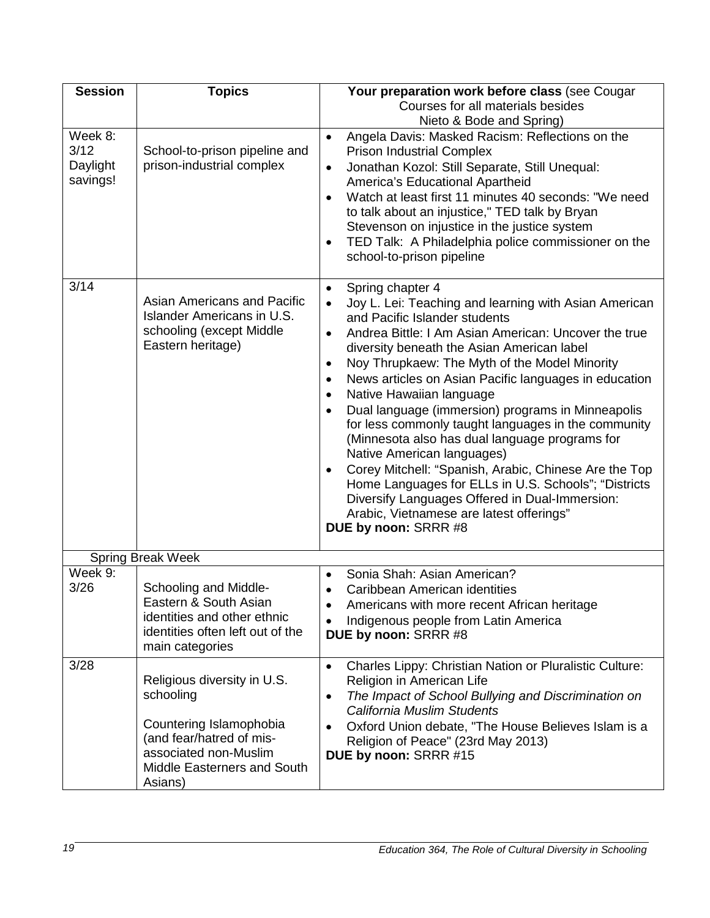| Session | Topics | Your preparation work before class (see Cougar Courses for all materials besides Nieto & Bode and Spring) |
|---|---|---|
| Week 8: 3/12 Daylight savings! | School-to-prison pipeline and prison-industrial complex | • Angela Davis: Masked Racism: Reflections on the Prison Industrial Complex<br>• Jonathan Kozol: Still Separate, Still Unequal: America's Educational Apartheid<br>• Watch at least first 11 minutes 40 seconds: "We need to talk about an injustice," TED talk by Bryan Stevenson on injustice in the justice system<br>• TED Talk: A Philadelphia police commissioner on the school-to-prison pipeline |
| 3/14 | Asian Americans and Pacific Islander Americans in U.S. schooling (except Middle Eastern heritage) | • Spring chapter 4<br>• Joy L. Lei: Teaching and learning with Asian American and Pacific Islander students<br>• Andrea Bittle: I Am Asian American: Uncover the true diversity beneath the Asian American label<br>• Noy Thrupkaew: The Myth of the Model Minority<br>• News articles on Asian Pacific languages in education<br>• Native Hawaiian language<br>• Dual language (immersion) programs in Minneapolis for less commonly taught languages in the community (Minnesota also has dual language programs for Native American languages)<br>• Corey Mitchell: "Spanish, Arabic, Chinese Are the Top Home Languages for ELLs in U.S. Schools"; "Districts Diversify Languages Offered in Dual-Immersion: Arabic, Vietnamese are latest offerings"<br>**DUE by noon:** SRRR #8 |
| | Spring Break Week | |
| Week 9: 3/26 | Schooling and Middle-Eastern & South Asian identities and other ethnic identities often left out of the main categories | • Sonia Shah: Asian American?<br>• Caribbean American identities<br>• Americans with more recent African heritage<br>• Indigenous people from Latin America<br>**DUE by noon:** SRRR #8 |
| 3/28 | Religious diversity in U.S. schooling<br><br>Countering Islamophobia (and fear/hatred of mis-associated non-Muslim Middle Easterners and South Asians) | • Charles Lippy: Christian Nation or Pluralistic Culture: Religion in American Life<br>• *The Impact of School Bullying and Discrimination on California Muslim Students*<br>• Oxford Union debate, "The House Believes Islam is a Religion of Peace" (23rd May 2013)<br>**DUE by noon:** SRRR #15 |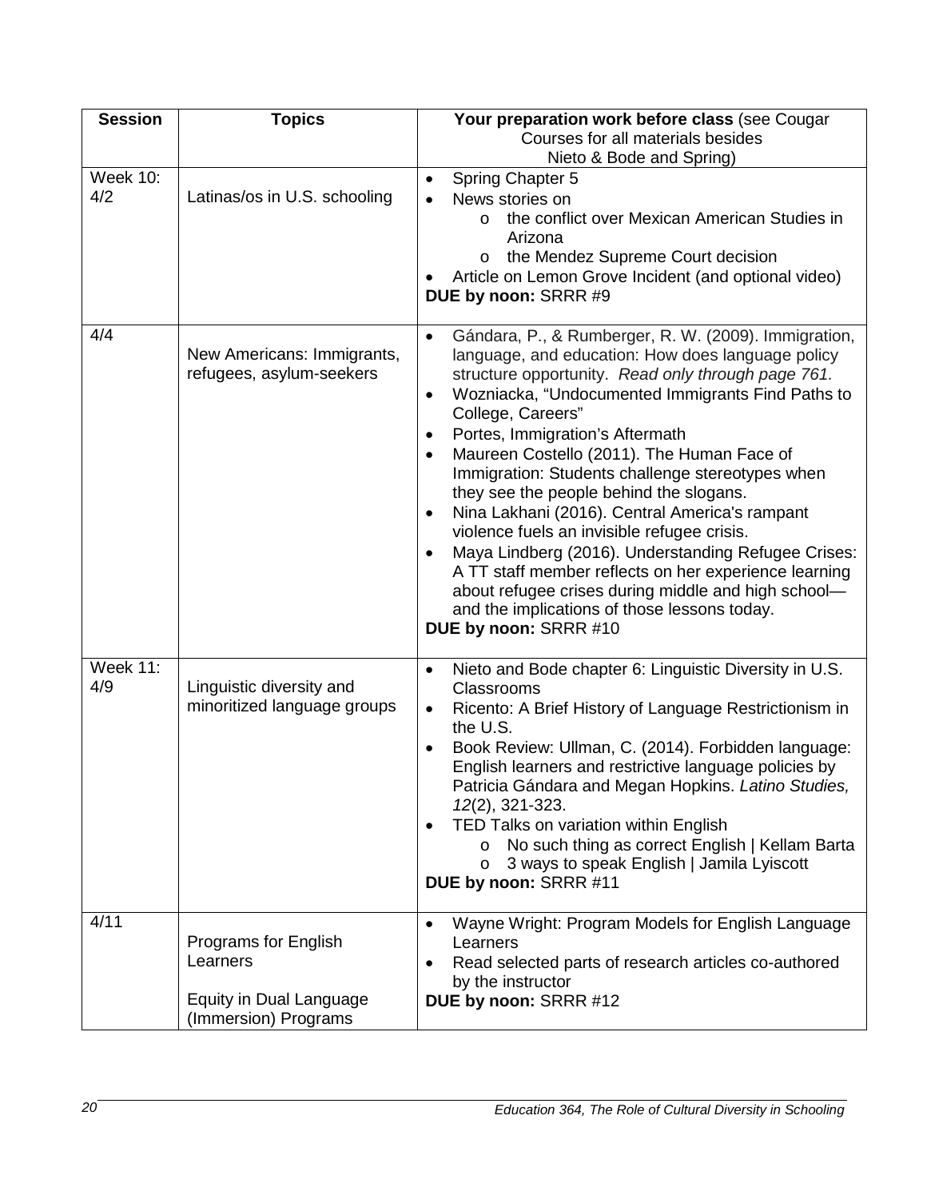| Session | Topics | Your preparation work before class (see Cougar Courses for all materials besides Nieto & Bode and Spring) |
|---|---|---|
| Week 10: 4/2 | Latinas/os in U.S. schooling | • Spring Chapter 5<br>• News stories on<br>  o the conflict over Mexican American Studies in Arizona<br>  o the Mendez Supreme Court decision<br>• Article on Lemon Grove Incident (and optional video)<br>**DUE by noon:** SRRR #9 |
| 4/4 | New Americans: Immigrants, refugees, asylum-seekers | • Gándara, P., & Rumberger, R. W. (2009). Immigration, language, and education: How does language policy structure opportunity. *Read only through page 761.*<br>• Wozniacka, "Undocumented Immigrants Find Paths to College, Careers"<br>• Portes, Immigration's Aftermath<br>• Maureen Costello (2011). The Human Face of Immigration: Students challenge stereotypes when they see the people behind the slogans.<br>• Nina Lakhani (2016). Central America's rampant violence fuels an invisible refugee crisis.<br>• Maya Lindberg (2016). Understanding Refugee Crises: A TT staff member reflects on her experience learning about refugee crises during middle and high school—and the implications of those lessons today.<br>**DUE by noon:** SRRR #10 |
| Week 11: 4/9 | Linguistic diversity and minoritized language groups | • Nieto and Bode chapter 6: Linguistic Diversity in U.S. Classrooms<br>• Ricento: A Brief History of Language Restrictionism in the U.S.<br>• Book Review: Ullman, C. (2014). Forbidden language: English learners and restrictive language policies by Patricia Gándara and Megan Hopkins. *Latino Studies, 12*(2), 321-323.<br>• TED Talks on variation within English<br>  o No such thing as correct English \| Kellam Barta<br>  o 3 ways to speak English \| Jamila Lyiscott<br>**DUE by noon:** SRRR #11 |
| 4/11 | Programs for English Learners<br><br>Equity in Dual Language (Immersion) Programs | • Wayne Wright: Program Models for English Language Learners<br>• Read selected parts of research articles co-authored by the instructor<br>**DUE by noon:** SRRR #12 |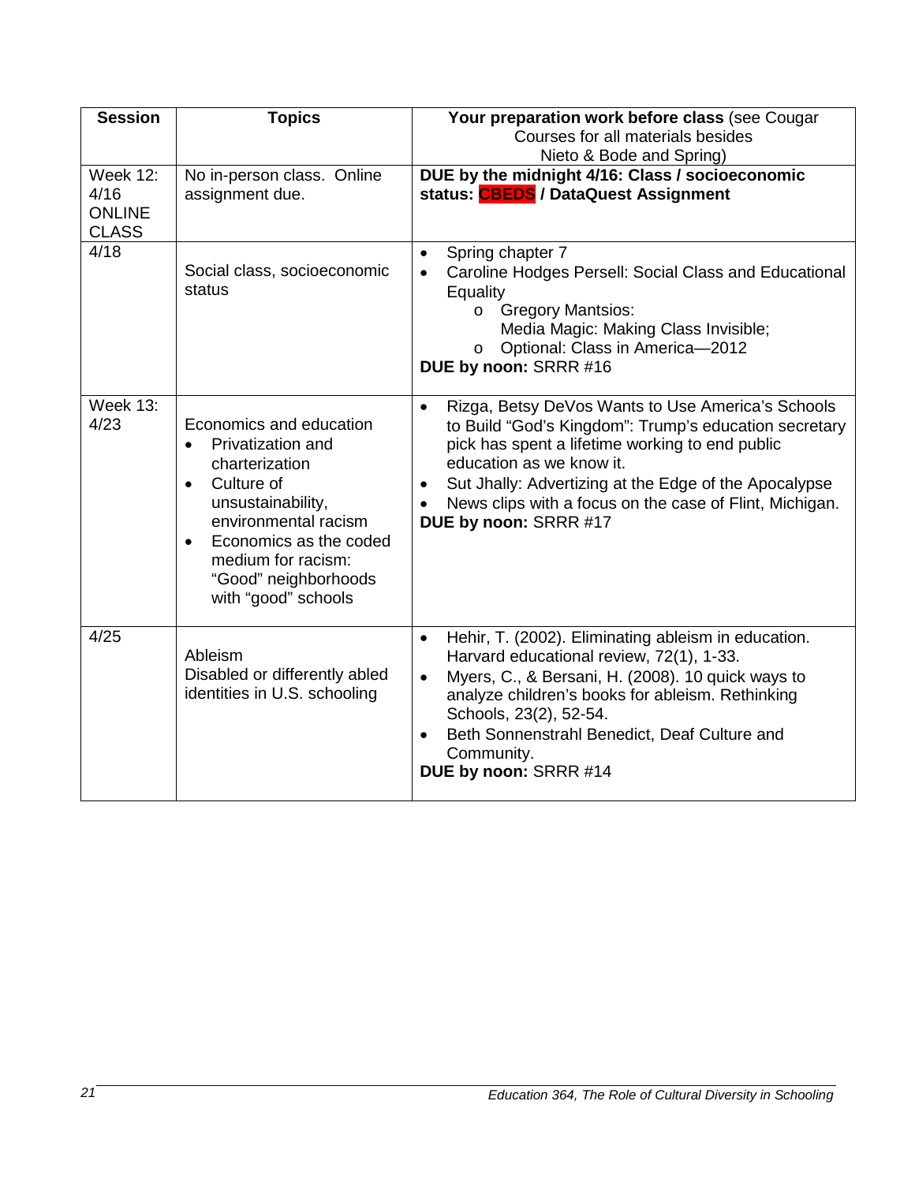| Session | Topics | **Your preparation work before class** (see Cougar Courses for all materials besides Nieto & Bode and Spring) |
|---|---|---|
| Week 12: 4/16 ONLINE CLASS | No in-person class. Online assignment due. | **DUE by the midnight 4/16: Class / socioeconomic status: CBEDS / DataQuest Assignment** |
| 4/18 | Social class, socioeconomic status | • Spring chapter 7<br>• Caroline Hodges Persell: Social Class and Educational Equality<br>  o Gregory Mantsios: Media Magic: Making Class Invisible;<br>  o Optional: Class in America—2012<br>**DUE by noon:** SRRR #16 |
| Week 13: 4/23 | Economics and education<br>• Privatization and charterization<br>• Culture of unsustainability, environmental racism<br>• Economics as the coded medium for racism: "Good" neighborhoods with "good" schools | • Rizga, Betsy DeVos Wants to Use America's Schools to Build "God's Kingdom": Trump's education secretary pick has spent a lifetime working to end public education as we know it.<br>• Sut Jhally: Advertizing at the Edge of the Apocalypse<br>• News clips with a focus on the case of Flint, Michigan.<br>**DUE by noon:** SRRR #17 |
| 4/25 | Ableism<br>Disabled or differently abled identities in U.S. schooling | • Hehir, T. (2002). Eliminating ableism in education. Harvard educational review, 72(1), 1-33.<br>• Myers, C., & Bersani, H. (2008). 10 quick ways to analyze children's books for ableism. Rethinking Schools, 23(2), 52-54.<br>• Beth Sonnenstrahl Benedict, Deaf Culture and Community.<br>**DUE by noon:** SRRR #14 |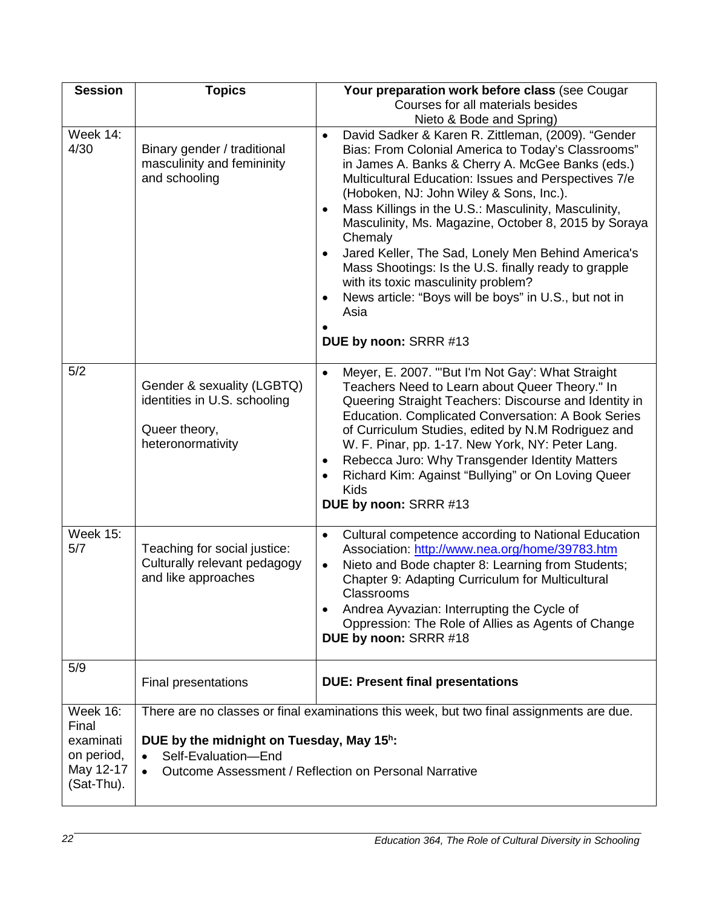| Session | Topics | Your preparation work before class (see Cougar Courses for all materials besides Nieto & Bode and Spring) |
|---|---|---|
| Week 14: 4/30 | Binary gender / traditional masculinity and femininity and schooling | • David Sadker & Karen R. Zittleman, (2009). "Gender Bias: From Colonial America to Today's Classrooms" in James A. Banks & Cherry A. McGee Banks (eds.) Multicultural Education: Issues and Perspectives 7/e (Hoboken, NJ: John Wiley & Sons, Inc.).<br>• Mass Killings in the U.S.: Masculinity, Masculinity, Masculinity, Ms. Magazine, October 8, 2015 by Soraya Chemaly<br>• Jared Keller, The Sad, Lonely Men Behind America's Mass Shootings: Is the U.S. finally ready to grapple with its toxic masculinity problem?<br>• News article: "Boys will be boys" in U.S., but not in Asia<br>•<br>**DUE by noon:** SRRR #13 |
| 5/2 | Gender & sexuality (LGBTQ) identities in U.S. schooling<br><br>Queer theory, heteronormativity | • Meyer, E. 2007. "'But I'm Not Gay': What Straight Teachers Need to Learn about Queer Theory." In Queering Straight Teachers: Discourse and Identity in Education. Complicated Conversation: A Book Series of Curriculum Studies, edited by N.M Rodriguez and W. F. Pinar, pp. 1-17. New York, NY: Peter Lang.<br>• Rebecca Juro: Why Transgender Identity Matters<br>• Richard Kim: Against "Bullying" or On Loving Queer Kids<br>**DUE by noon:** SRRR #13 |
| Week 15: 5/7 | Teaching for social justice: Culturally relevant pedagogy and like approaches | • Cultural competence according to National Education Association: http://www.nea.org/home/39783.htm<br>• Nieto and Bode chapter 8: Learning from Students; Chapter 9: Adapting Curriculum for Multicultural Classrooms<br>• Andrea Ayvazian: Interrupting the Cycle of Oppression: The Role of Allies as Agents of Change<br>**DUE by noon:** SRRR #18 |
| 5/9 | Final presentations | **DUE: Present final presentations** |
| Week 16: Final examination period, May 12-17 (Sat-Thu). | There are no classes or final examinations this week, but two final assignments are due.<br><br>**DUE by the midnight on Tuesday, May 15h:**<br>• Self-Evaluation—End<br>• Outcome Assessment / Reflection on Personal Narrative | |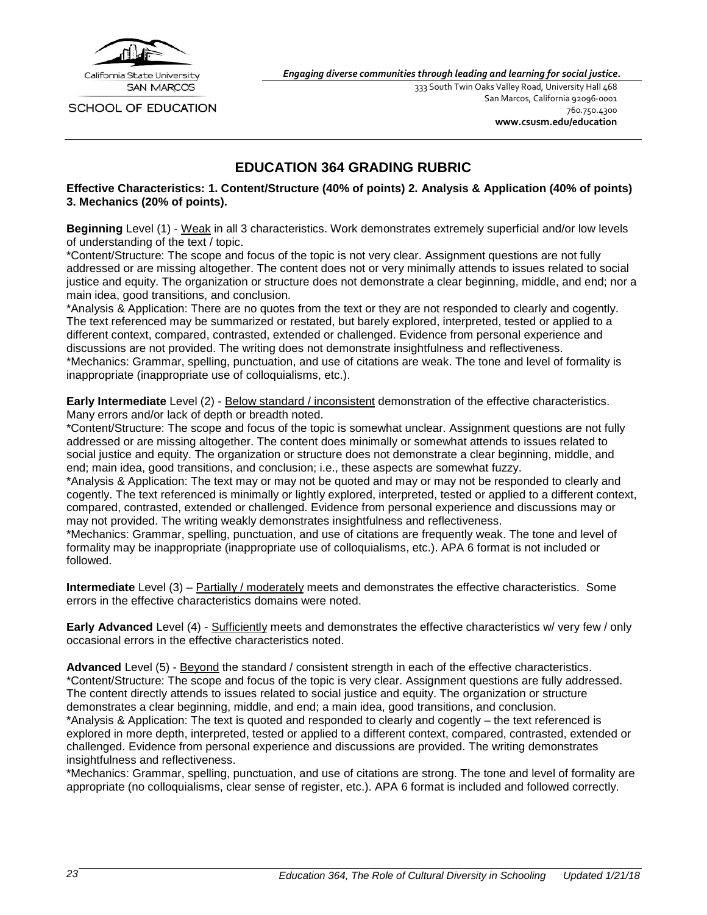California State University SAN MARCOS

SCHOOL OF EDUCATION

*Engaging diverse communities through leading and learning for social justice.*

333 South Twin Oaks Valley Road, University Hall 468
San Marcos, California 92096-0001
760.750.4300
**www.csusm.edu/education**

# EDUCATION 364 GRADING RUBRIC

**Effective Characteristics: 1. Content/Structure (40% of points) 2. Analysis & Application (40% of points) 3. Mechanics (20% of points).**

**Beginning** Level (1) - Weak in all 3 characteristics. Work demonstrates extremely superficial and/or low levels of understanding of the text / topic.
*Content/Structure: The scope and focus of the topic is not very clear. Assignment questions are not fully addressed or are missing altogether. The content does not or very minimally attends to issues related to social justice and equity. The organization or structure does not demonstrate a clear beginning, middle, and end; nor a main idea, good transitions, and conclusion.
*Analysis & Application: There are no quotes from the text or they are not responded to clearly and cogently. The text referenced may be summarized or restated, but barely explored, interpreted, tested or applied to a different context, compared, contrasted, extended or challenged. Evidence from personal experience and discussions are not provided. The writing does not demonstrate insightfulness and reflectiveness.
*Mechanics: Grammar, spelling, punctuation, and use of citations are weak. The tone and level of formality is inappropriate (inappropriate use of colloquialisms, etc.).

**Early Intermediate** Level (2) - Below standard / inconsistent demonstration of the effective characteristics. Many errors and/or lack of depth or breadth noted.
*Content/Structure: The scope and focus of the topic is somewhat unclear. Assignment questions are not fully addressed or are missing altogether. The content does minimally or somewhat attends to issues related to social justice and equity. The organization or structure does not demonstrate a clear beginning, middle, and end; main idea, good transitions, and conclusion; i.e., these aspects are somewhat fuzzy.
*Analysis & Application: The text may or may not be quoted and may or may not be responded to clearly and cogently. The text referenced is minimally or lightly explored, interpreted, tested or applied to a different context, compared, contrasted, extended or challenged. Evidence from personal experience and discussions may or may not provided. The writing weakly demonstrates insightfulness and reflectiveness.
*Mechanics: Grammar, spelling, punctuation, and use of citations are frequently weak. The tone and level of formality may be inappropriate (inappropriate use of colloquialisms, etc.). APA 6 format is not included or followed.

**Intermediate** Level (3) – Partially / moderately meets and demonstrates the effective characteristics. Some errors in the effective characteristics domains were noted.

**Early Advanced** Level (4) - Sufficiently meets and demonstrates the effective characteristics w/ very few / only occasional errors in the effective characteristics noted.

**Advanced** Level (5) - Beyond the standard / consistent strength in each of the effective characteristics.
*Content/Structure: The scope and focus of the topic is very clear. Assignment questions are fully addressed. The content directly attends to issues related to social justice and equity. The organization or structure demonstrates a clear beginning, middle, and end; a main idea, good transitions, and conclusion.
*Analysis & Application: The text is quoted and responded to clearly and cogently – the text referenced is explored in more depth, interpreted, tested or applied to a different context, compared, contrasted, extended or challenged. Evidence from personal experience and discussions are provided. The writing demonstrates insightfulness and reflectiveness.
*Mechanics: Grammar, spelling, punctuation, and use of citations are strong. The tone and level of formality are appropriate (no colloquialisms, clear sense of register, etc.). APA 6 format is included and followed correctly.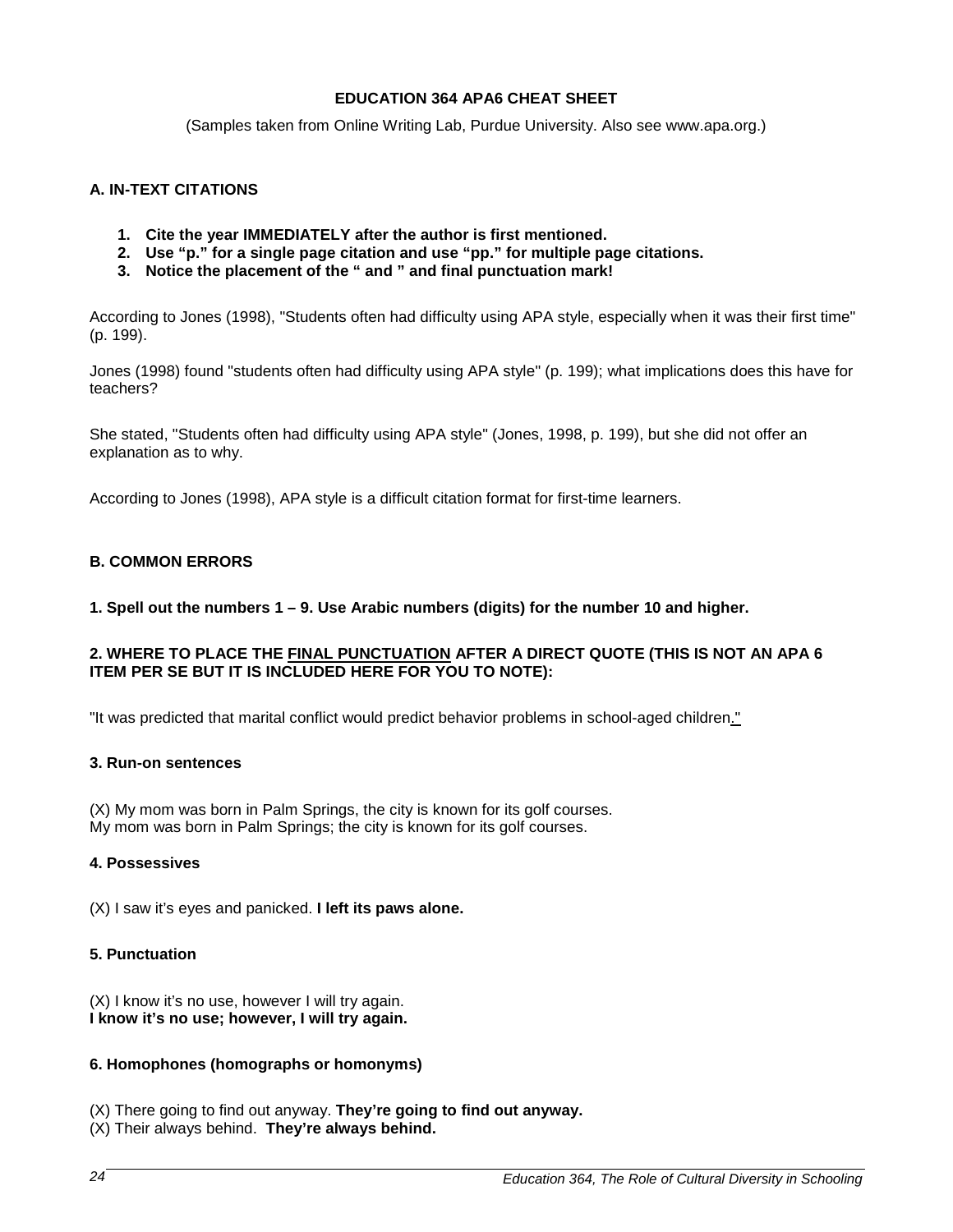# EDUCATION 364 APA6 CHEAT SHEET

(Samples taken from Online Writing Lab, Purdue University. Also see www.apa.org.)

## A. IN-TEXT CITATIONS

1. **Cite the year IMMEDIATELY after the author is first mentioned.**
2. **Use "p." for a single page citation and use "pp." for multiple page citations.**
3. **Notice the placement of the " and " and final punctuation mark!**

According to Jones (1998), "Students often had difficulty using APA style, especially when it was their first time" (p. 199).

Jones (1998) found "students often had difficulty using APA style" (p. 199); what implications does this have for teachers?

She stated, "Students often had difficulty using APA style" (Jones, 1998, p. 199), but she did not offer an explanation as to why.

According to Jones (1998), APA style is a difficult citation format for first-time learners.

## B. COMMON ERRORS

**1. Spell out the numbers 1 – 9. Use Arabic numbers (digits) for the number 10 and higher.**

**2. WHERE TO PLACE THE <u>FINAL PUNCTUATION</u> AFTER A DIRECT QUOTE (THIS IS NOT AN APA 6 ITEM PER SE BUT IT IS INCLUDED HERE FOR YOU TO NOTE):**

"It was predicted that marital conflict would predict behavior problems in school-aged children<u>."</u>

**3. Run-on sentences**

(X) My mom was born in Palm Springs, the city is known for its golf courses.
My mom was born in Palm Springs; the city is known for its golf courses.

**4. Possessives**

(X) I saw it's eyes and panicked. **I left its paws alone.**

**5. Punctuation**

(X) I know it's no use, however I will try again.
**I know it's no use; however, I will try again.**

**6. Homophones (homographs or homonyms)**

(X) There going to find out anyway. **They're going to find out anyway.**
(X) Their always behind. **They're always behind.**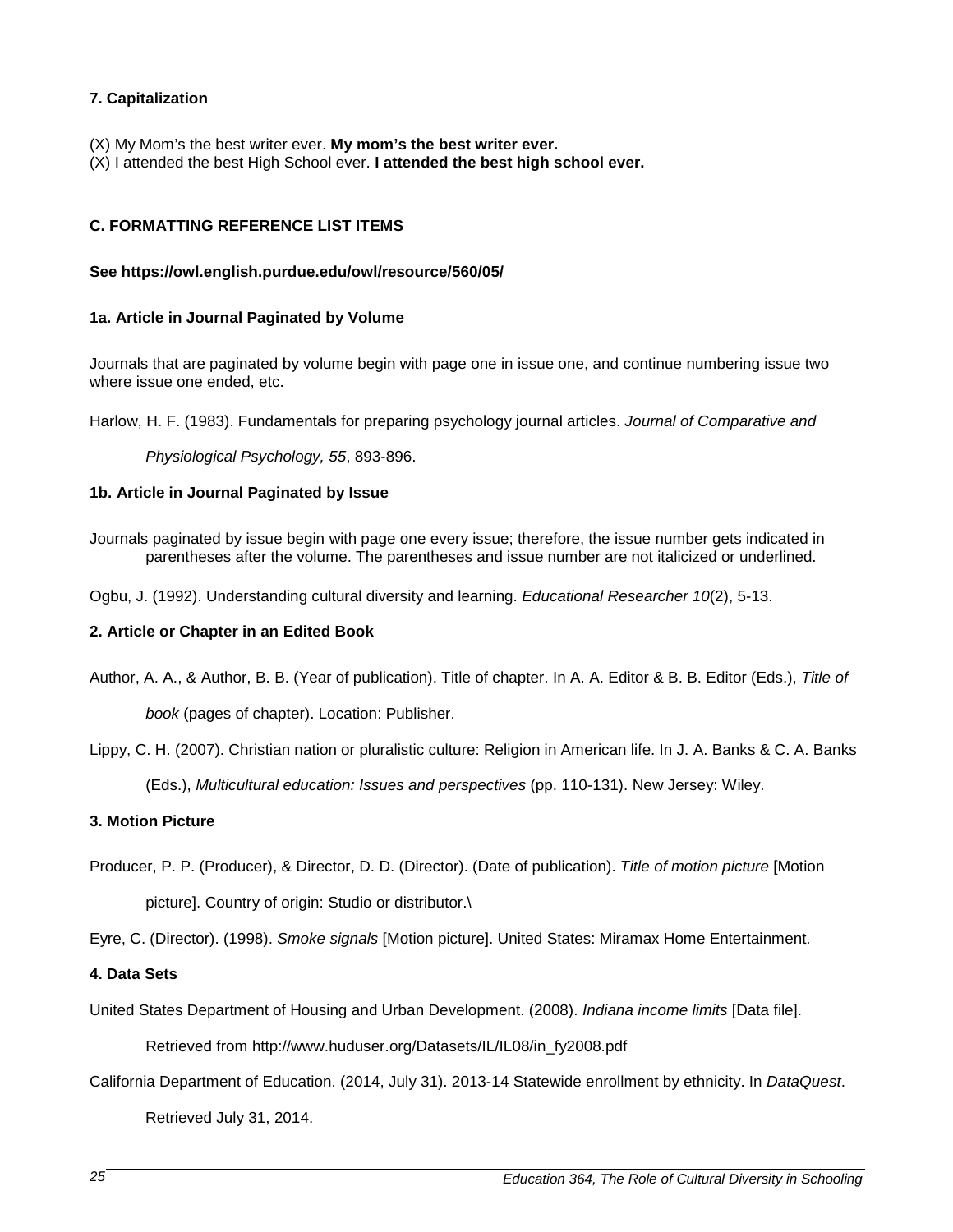**7. Capitalization**

(X) My Mom's the best writer ever. **My mom's the best writer ever.**
(X) I attended the best High School ever. **I attended the best high school ever.**

**C. FORMATTING REFERENCE LIST ITEMS**

**See https://owl.english.purdue.edu/owl/resource/560/05/**

**1a. Article in Journal Paginated by Volume**

Journals that are paginated by volume begin with page one in issue one, and continue numbering issue two where issue one ended, etc.

Harlow, H. F. (1983). Fundamentals for preparing psychology journal articles. *Journal of Comparative and Physiological Psychology, 55*, 893-896.

**1b. Article in Journal Paginated by Issue**

Journals paginated by issue begin with page one every issue; therefore, the issue number gets indicated in parentheses after the volume. The parentheses and issue number are not italicized or underlined.

Ogbu, J. (1992). Understanding cultural diversity and learning. *Educational Researcher 10*(2), 5-13.

**2. Article or Chapter in an Edited Book**

Author, A. A., & Author, B. B. (Year of publication). Title of chapter. In A. A. Editor & B. B. Editor (Eds.), *Title of book* (pages of chapter). Location: Publisher.

Lippy, C. H. (2007). Christian nation or pluralistic culture: Religion in American life. In J. A. Banks & C. A. Banks (Eds.), *Multicultural education: Issues and perspectives* (pp. 110-131). New Jersey: Wiley.

**3. Motion Picture**

Producer, P. P. (Producer), & Director, D. D. (Director). (Date of publication). *Title of motion picture* [Motion picture]. Country of origin: Studio or distributor.\

Eyre, C. (Director). (1998). *Smoke signals* [Motion picture]. United States: Miramax Home Entertainment.

**4. Data Sets**

United States Department of Housing and Urban Development. (2008). *Indiana income limits* [Data file]. Retrieved from http://www.huduser.org/Datasets/IL/IL08/in_fy2008.pdf

California Department of Education. (2014, July 31). 2013-14 Statewide enrollment by ethnicity. In *DataQuest*. Retrieved July 31, 2014.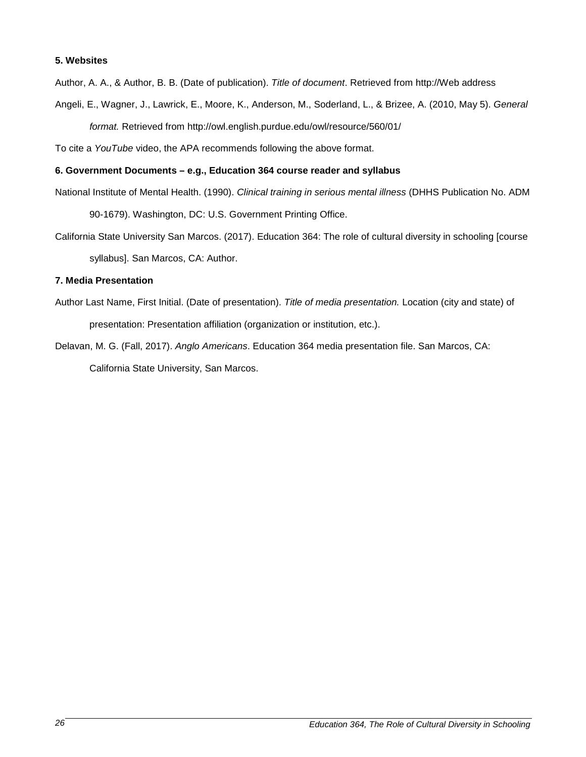**5. Websites**

Author, A. A., & Author, B. B. (Date of publication). *Title of document*. Retrieved from http://Web address

Angeli, E., Wagner, J., Lawrick, E., Moore, K., Anderson, M., Soderland, L., & Brizee, A. (2010, May 5). *General format.* Retrieved from http://owl.english.purdue.edu/owl/resource/560/01/

To cite a *YouTube* video, the APA recommends following the above format.

**6. Government Documents – e.g., Education 364 course reader and syllabus**

National Institute of Mental Health. (1990). *Clinical training in serious mental illness* (DHHS Publication No. ADM 90-1679). Washington, DC: U.S. Government Printing Office.

California State University San Marcos. (2017). Education 364: The role of cultural diversity in schooling [course syllabus]. San Marcos, CA: Author.

**7. Media Presentation**

Author Last Name, First Initial. (Date of presentation). *Title of media presentation.* Location (city and state) of presentation: Presentation affiliation (organization or institution, etc.).

Delavan, M. G. (Fall, 2017). *Anglo Americans*. Education 364 media presentation file. San Marcos, CA: California State University, San Marcos.